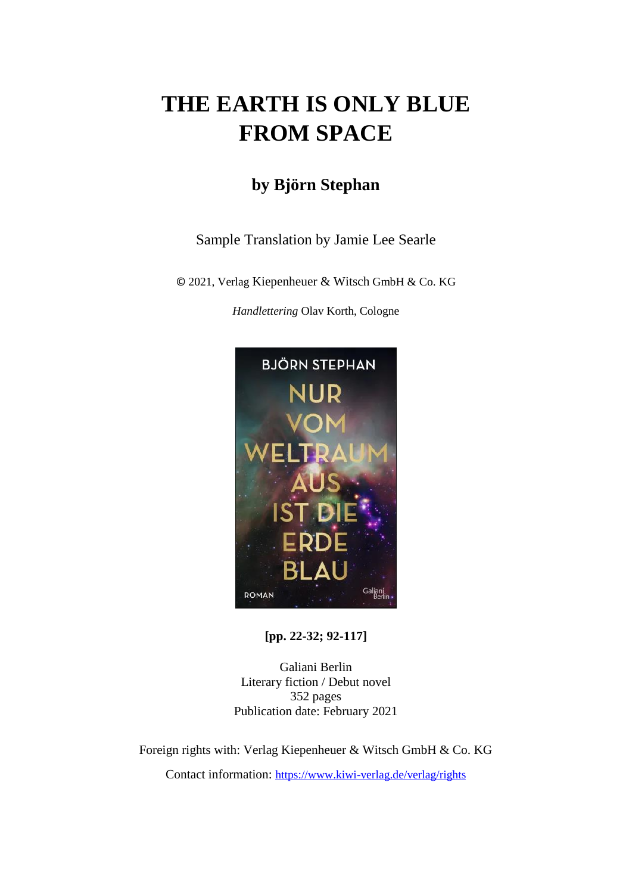# THE EARTH IS ONLY BLUE FROM SPACE

## by Björn Stephan

Sample Translation by Jamie Lee Searle

© 2021, Verlag Kiepenheuer & Witsch GmbH & Co. KG

*Handlettering* Olav Korth, Cologne

**[pp. 22-32; 92-117]**

Galiani Berlin
Literary fiction / Debut novel
352 pages
Publication date: February 2021

Foreign rights with: Verlag Kiepenheuer & Witsch GmbH & Co. KG

Contact information: https://www.kiwi-verlag.de/verlag/rights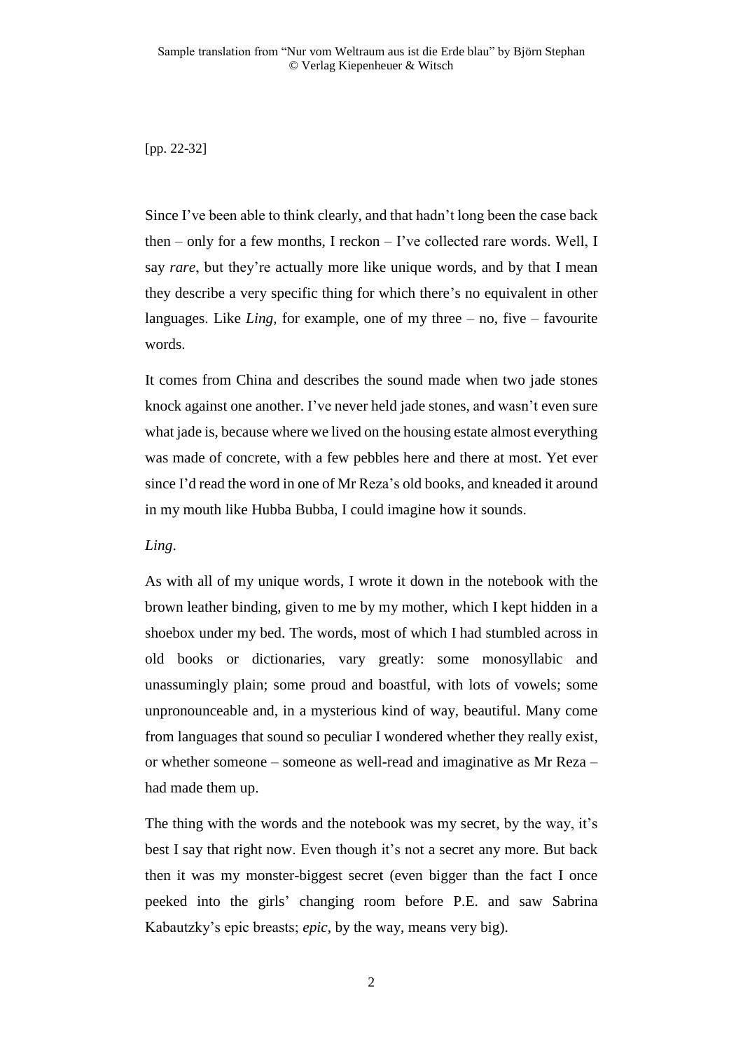[pp. 22-32]

Since I've been able to think clearly, and that hadn't long been the case back then – only for a few months, I reckon – I've collected rare words. Well, I say *rare*, but they're actually more like unique words, and by that I mean they describe a very specific thing for which there's no equivalent in other languages. Like *Ling*, for example, one of my three – no, five – favourite words.

It comes from China and describes the sound made when two jade stones knock against one another. I've never held jade stones, and wasn't even sure what jade is, because where we lived on the housing estate almost everything was made of concrete, with a few pebbles here and there at most. Yet ever since I'd read the word in one of Mr Reza's old books, and kneaded it around in my mouth like Hubba Bubba, I could imagine how it sounds.

*Ling*.

As with all of my unique words, I wrote it down in the notebook with the brown leather binding, given to me by my mother, which I kept hidden in a shoebox under my bed. The words, most of which I had stumbled across in old books or dictionaries, vary greatly: some monosyllabic and unassumingly plain; some proud and boastful, with lots of vowels; some unpronounceable and, in a mysterious kind of way, beautiful. Many come from languages that sound so peculiar I wondered whether they really exist, or whether someone – someone as well-read and imaginative as Mr Reza – had made them up.

The thing with the words and the notebook was my secret, by the way, it's best I say that right now. Even though it's not a secret any more. But back then it was my monster-biggest secret (even bigger than the fact I once peeked into the girls' changing room before P.E. and saw Sabrina Kabautzky's epic breasts; *epic*, by the way, means very big).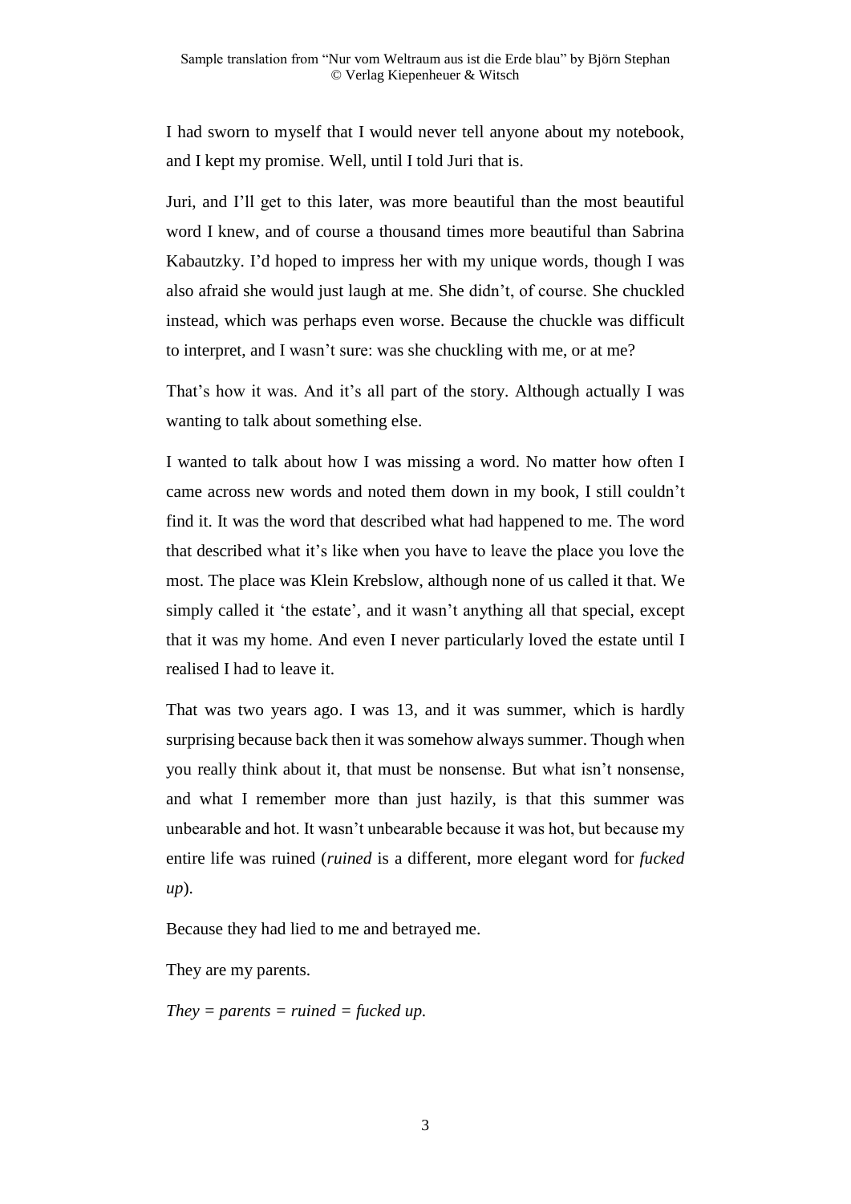I had sworn to myself that I would never tell anyone about my notebook, and I kept my promise. Well, until I told Juri that is.

Juri, and I'll get to this later, was more beautiful than the most beautiful word I knew, and of course a thousand times more beautiful than Sabrina Kabautzky. I'd hoped to impress her with my unique words, though I was also afraid she would just laugh at me. She didn't, of course. She chuckled instead, which was perhaps even worse. Because the chuckle was difficult to interpret, and I wasn't sure: was she chuckling with me, or at me?

That's how it was. And it's all part of the story. Although actually I was wanting to talk about something else.

I wanted to talk about how I was missing a word. No matter how often I came across new words and noted them down in my book, I still couldn't find it. It was the word that described what had happened to me. The word that described what it's like when you have to leave the place you love the most. The place was Klein Krebslow, although none of us called it that. We simply called it 'the estate', and it wasn't anything all that special, except that it was my home. And even I never particularly loved the estate until I realised I had to leave it.

That was two years ago. I was 13, and it was summer, which is hardly surprising because back then it was somehow always summer. Though when you really think about it, that must be nonsense. But what isn't nonsense, and what I remember more than just hazily, is that this summer was unbearable and hot. It wasn't unbearable because it was hot, but because my entire life was ruined (*ruined* is a different, more elegant word for *fucked up*).

Because they had lied to me and betrayed me.

They are my parents.

*They = parents = ruined = fucked up.*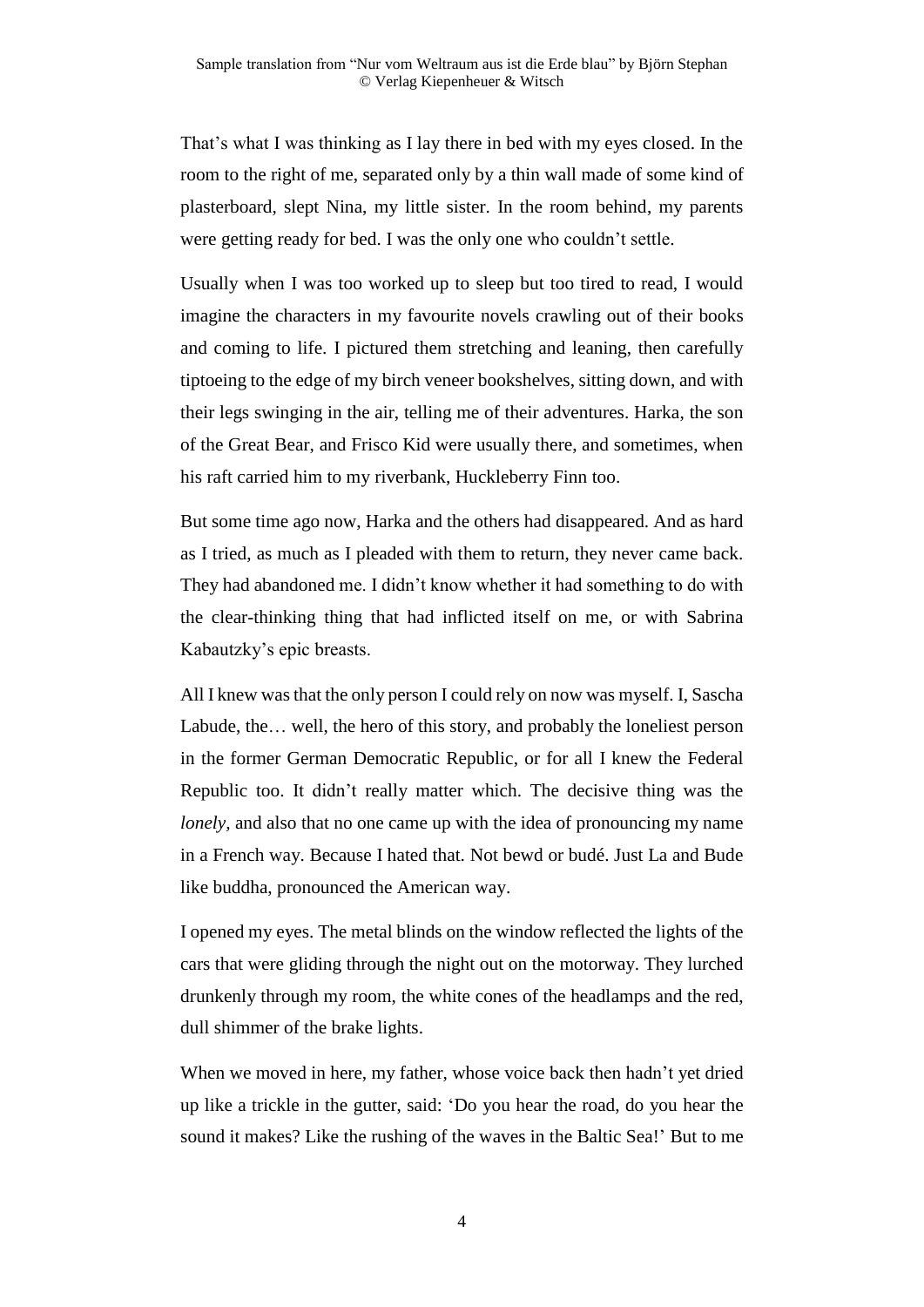That's what I was thinking as I lay there in bed with my eyes closed. In the room to the right of me, separated only by a thin wall made of some kind of plasterboard, slept Nina, my little sister. In the room behind, my parents were getting ready for bed. I was the only one who couldn't settle.

Usually when I was too worked up to sleep but too tired to read, I would imagine the characters in my favourite novels crawling out of their books and coming to life. I pictured them stretching and leaning, then carefully tiptoeing to the edge of my birch veneer bookshelves, sitting down, and with their legs swinging in the air, telling me of their adventures. Harka, the son of the Great Bear, and Frisco Kid were usually there, and sometimes, when his raft carried him to my riverbank, Huckleberry Finn too.

But some time ago now, Harka and the others had disappeared. And as hard as I tried, as much as I pleaded with them to return, they never came back. They had abandoned me. I didn't know whether it had something to do with the clear-thinking thing that had inflicted itself on me, or with Sabrina Kabautzky's epic breasts.

All I knew was that the only person I could rely on now was myself. I, Sascha Labude, the… well, the hero of this story, and probably the loneliest person in the former German Democratic Republic, or for all I knew the Federal Republic too. It didn't really matter which. The decisive thing was the *lonely*, and also that no one came up with the idea of pronouncing my name in a French way. Because I hated that. Not bewd or budé. Just La and Bude like buddha, pronounced the American way.

I opened my eyes. The metal blinds on the window reflected the lights of the cars that were gliding through the night out on the motorway. They lurched drunkenly through my room, the white cones of the headlamps and the red, dull shimmer of the brake lights.

When we moved in here, my father, whose voice back then hadn't yet dried up like a trickle in the gutter, said: 'Do you hear the road, do you hear the sound it makes? Like the rushing of the waves in the Baltic Sea!' But to me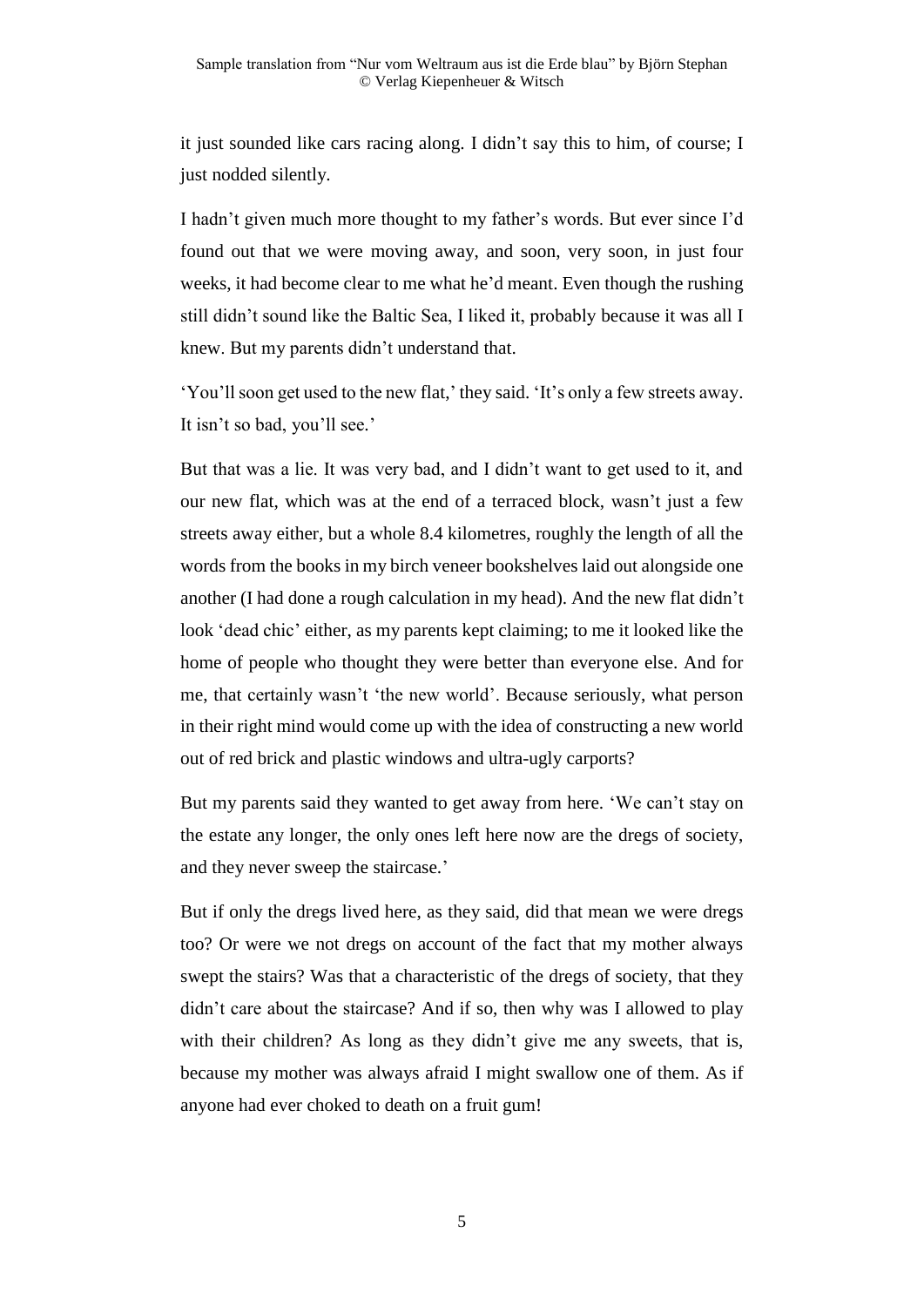it just sounded like cars racing along. I didn't say this to him, of course; I just nodded silently.

I hadn't given much more thought to my father's words. But ever since I'd found out that we were moving away, and soon, very soon, in just four weeks, it had become clear to me what he'd meant. Even though the rushing still didn't sound like the Baltic Sea, I liked it, probably because it was all I knew. But my parents didn't understand that.

'You'll soon get used to the new flat,' they said. 'It's only a few streets away. It isn't so bad, you'll see.'

But that was a lie. It was very bad, and I didn't want to get used to it, and our new flat, which was at the end of a terraced block, wasn't just a few streets away either, but a whole 8.4 kilometres, roughly the length of all the words from the books in my birch veneer bookshelves laid out alongside one another (I had done a rough calculation in my head). And the new flat didn't look 'dead chic' either, as my parents kept claiming; to me it looked like the home of people who thought they were better than everyone else. And for me, that certainly wasn't 'the new world'. Because seriously, what person in their right mind would come up with the idea of constructing a new world out of red brick and plastic windows and ultra-ugly carports?

But my parents said they wanted to get away from here. 'We can't stay on the estate any longer, the only ones left here now are the dregs of society, and they never sweep the staircase.'

But if only the dregs lived here, as they said, did that mean we were dregs too? Or were we not dregs on account of the fact that my mother always swept the stairs? Was that a characteristic of the dregs of society, that they didn't care about the staircase? And if so, then why was I allowed to play with their children? As long as they didn't give me any sweets, that is, because my mother was always afraid I might swallow one of them. As if anyone had ever choked to death on a fruit gum!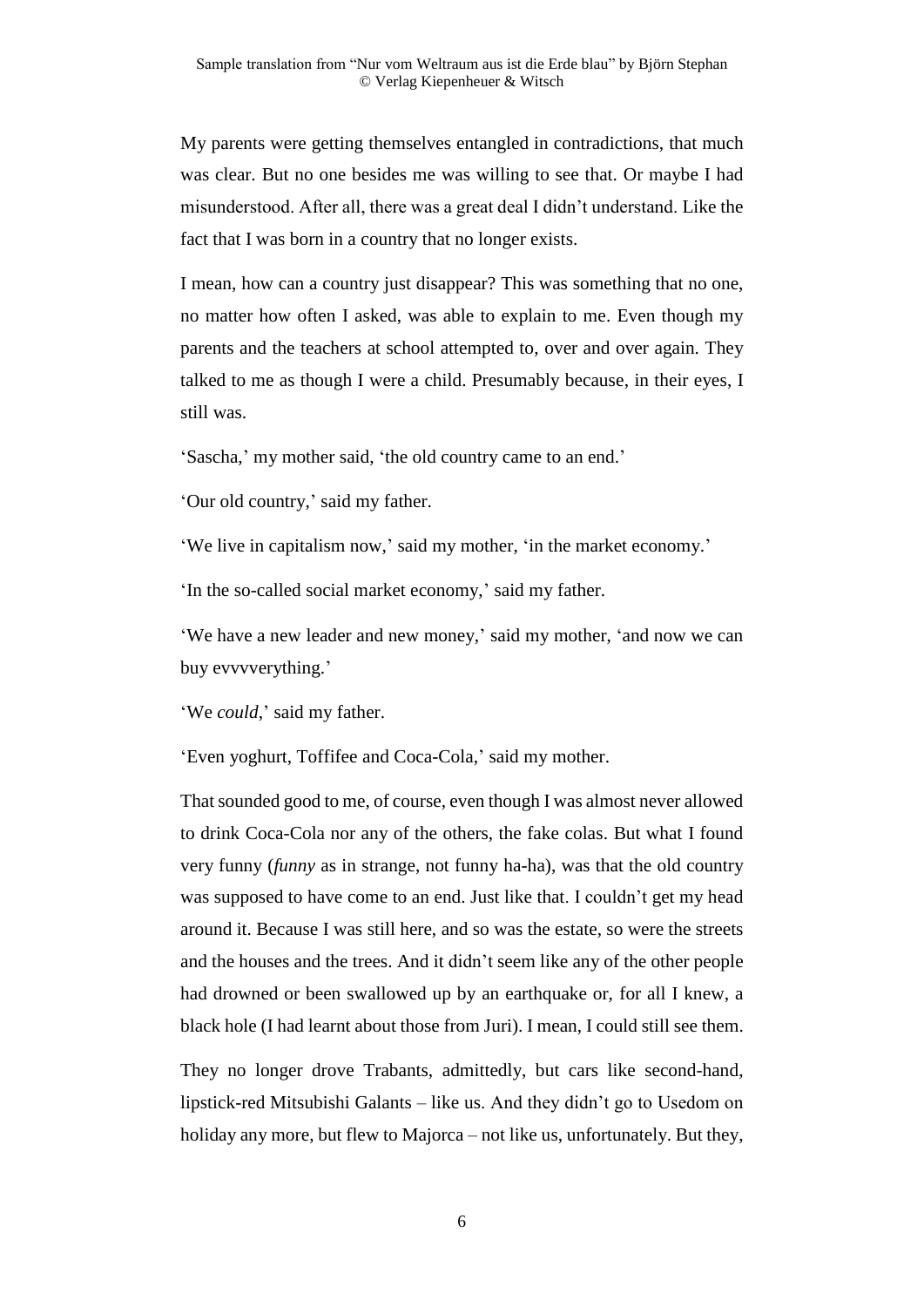My parents were getting themselves entangled in contradictions, that much was clear. But no one besides me was willing to see that. Or maybe I had misunderstood. After all, there was a great deal I didn't understand. Like the fact that I was born in a country that no longer exists.

I mean, how can a country just disappear? This was something that no one, no matter how often I asked, was able to explain to me. Even though my parents and the teachers at school attempted to, over and over again. They talked to me as though I were a child. Presumably because, in their eyes, I still was.

'Sascha,' my mother said, 'the old country came to an end.'

'Our old country,' said my father.

'We live in capitalism now,' said my mother, 'in the market economy.'

'In the so-called social market economy,' said my father.

'We have a new leader and new money,' said my mother, 'and now we can buy evvvverything.'

'We *could*,' said my father.

'Even yoghurt, Toffifee and Coca-Cola,' said my mother.

That sounded good to me, of course, even though I was almost never allowed to drink Coca-Cola nor any of the others, the fake colas. But what I found very funny (*funny* as in strange, not funny ha-ha), was that the old country was supposed to have come to an end. Just like that. I couldn't get my head around it. Because I was still here, and so was the estate, so were the streets and the houses and the trees. And it didn't seem like any of the other people had drowned or been swallowed up by an earthquake or, for all I knew, a black hole (I had learnt about those from Juri). I mean, I could still see them.

They no longer drove Trabants, admittedly, but cars like second-hand, lipstick-red Mitsubishi Galants – like us. And they didn't go to Usedom on holiday any more, but flew to Majorca – not like us, unfortunately. But they,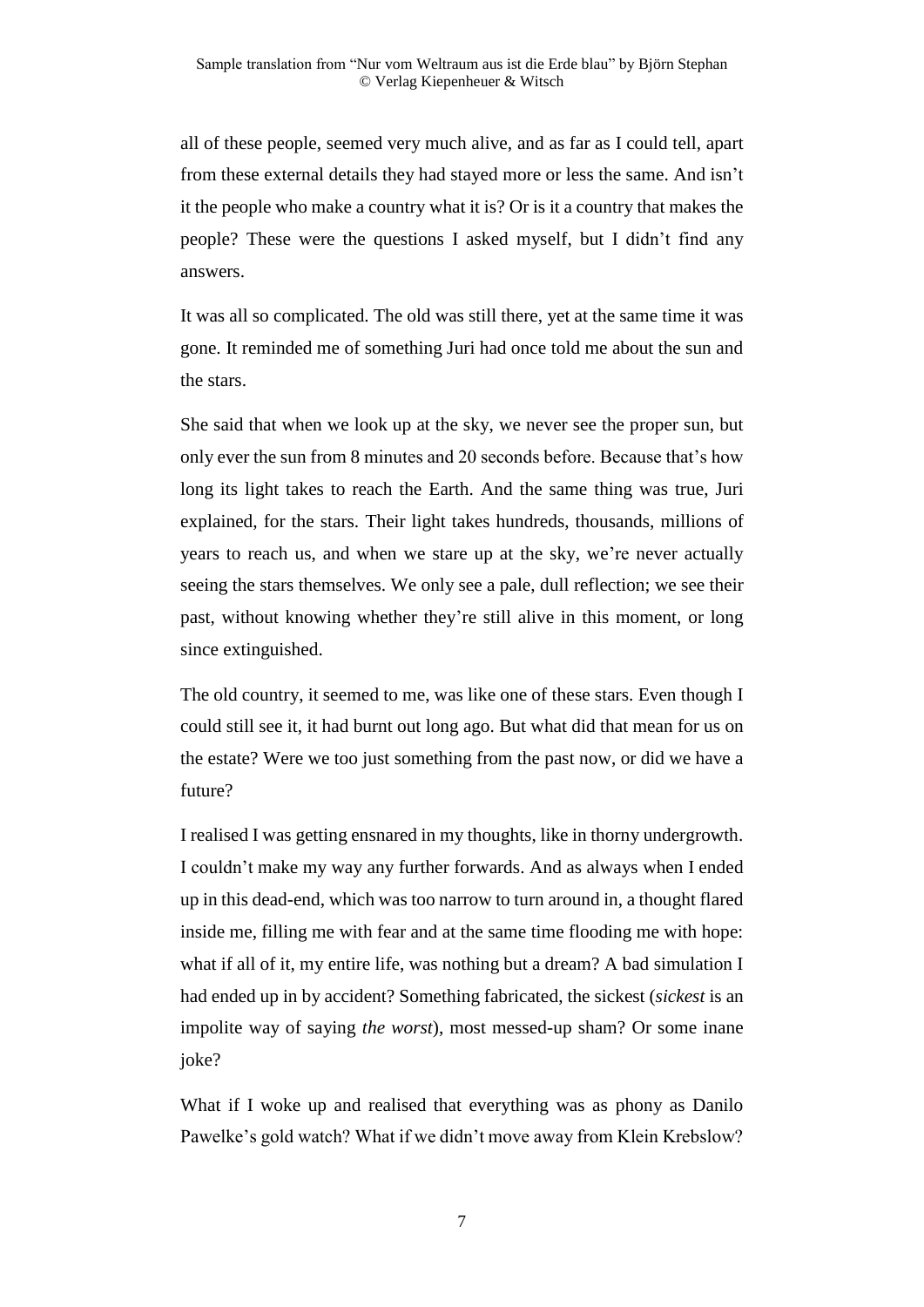all of these people, seemed very much alive, and as far as I could tell, apart from these external details they had stayed more or less the same. And isn't it the people who make a country what it is? Or is it a country that makes the people? These were the questions I asked myself, but I didn't find any answers.

It was all so complicated. The old was still there, yet at the same time it was gone. It reminded me of something Juri had once told me about the sun and the stars.

She said that when we look up at the sky, we never see the proper sun, but only ever the sun from 8 minutes and 20 seconds before. Because that's how long its light takes to reach the Earth. And the same thing was true, Juri explained, for the stars. Their light takes hundreds, thousands, millions of years to reach us, and when we stare up at the sky, we're never actually seeing the stars themselves. We only see a pale, dull reflection; we see their past, without knowing whether they're still alive in this moment, or long since extinguished.

The old country, it seemed to me, was like one of these stars. Even though I could still see it, it had burnt out long ago. But what did that mean for us on the estate? Were we too just something from the past now, or did we have a future?

I realised I was getting ensnared in my thoughts, like in thorny undergrowth. I couldn't make my way any further forwards. And as always when I ended up in this dead-end, which was too narrow to turn around in, a thought flared inside me, filling me with fear and at the same time flooding me with hope: what if all of it, my entire life, was nothing but a dream? A bad simulation I had ended up in by accident? Something fabricated, the sickest (*sickest* is an impolite way of saying *the worst*), most messed-up sham? Or some inane joke?

What if I woke up and realised that everything was as phony as Danilo Pawelke's gold watch? What if we didn't move away from Klein Krebslow?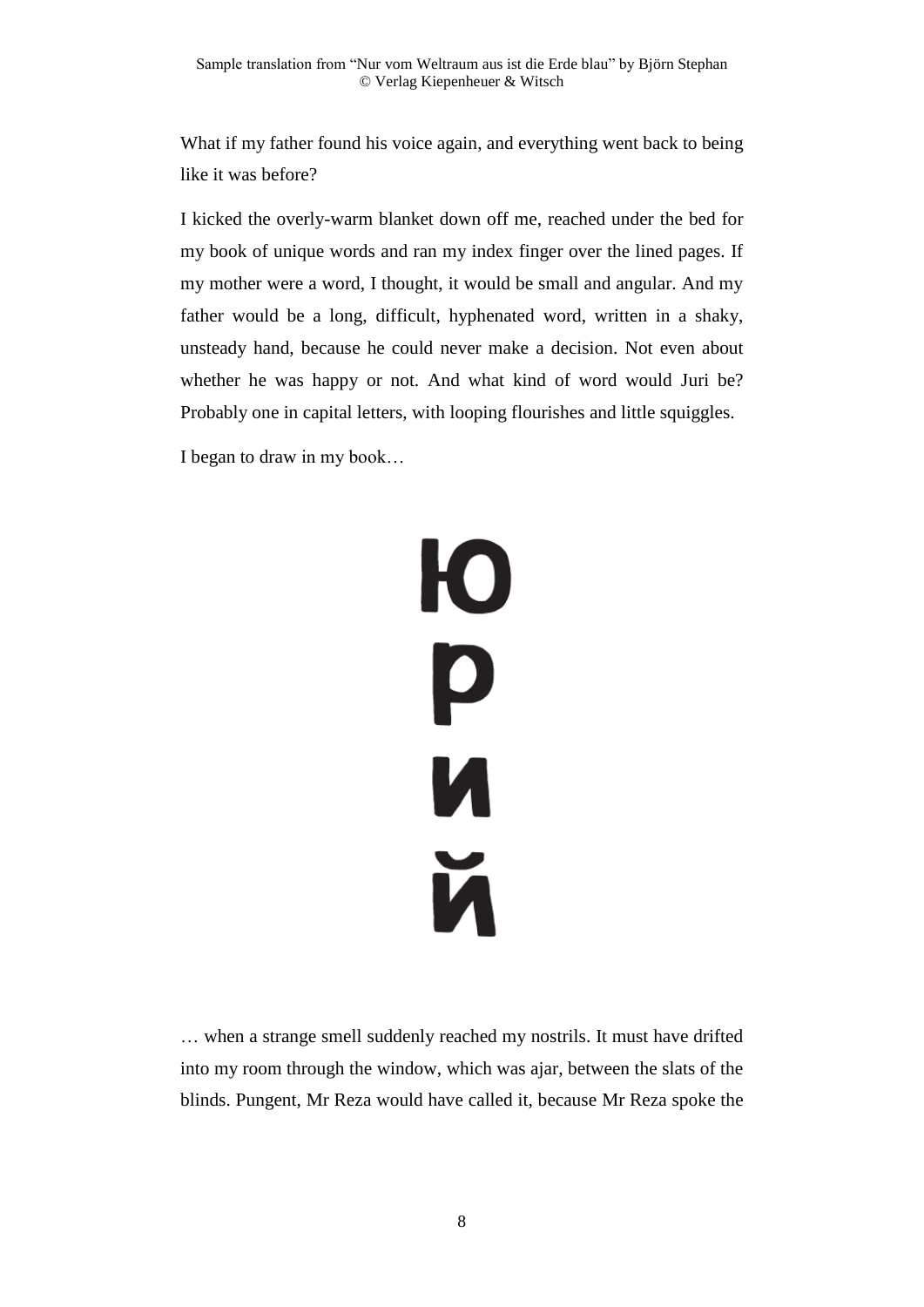What if my father found his voice again, and everything went back to being like it was before?

I kicked the overly-warm blanket down off me, reached under the bed for my book of unique words and ran my index finger over the lined pages. If my mother were a word, I thought, it would be small and angular. And my father would be a long, difficult, hyphenated word, written in a shaky, unsteady hand, because he could never make a decision. Not even about whether he was happy or not. And what kind of word would Juri be? Probably one in capital letters, with looping flourishes and little squiggles.

I began to draw in my book…

Ю
р
и
й

… when a strange smell suddenly reached my nostrils. It must have drifted into my room through the window, which was ajar, between the slats of the blinds. Pungent, Mr Reza would have called it, because Mr Reza spoke the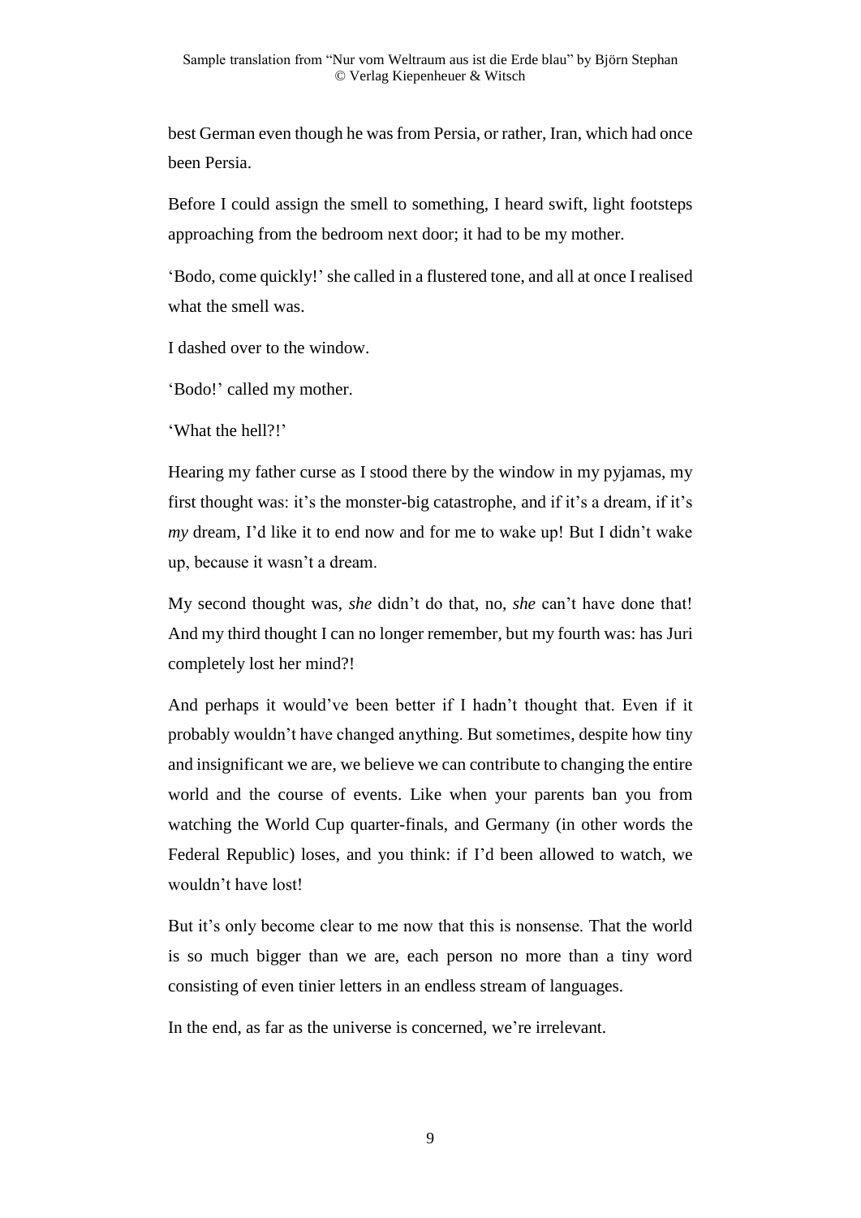best German even though he was from Persia, or rather, Iran, which had once been Persia.

Before I could assign the smell to something, I heard swift, light footsteps approaching from the bedroom next door; it had to be my mother.

'Bodo, come quickly!' she called in a flustered tone, and all at once I realised what the smell was.

I dashed over to the window.

'Bodo!' called my mother.

'What the hell?!'

Hearing my father curse as I stood there by the window in my pyjamas, my first thought was: it's the monster-big catastrophe, and if it's a dream, if it's *my* dream, I'd like it to end now and for me to wake up! But I didn't wake up, because it wasn't a dream.

My second thought was, *she* didn't do that, no, *she* can't have done that! And my third thought I can no longer remember, but my fourth was: has Juri completely lost her mind?!

And perhaps it would've been better if I hadn't thought that. Even if it probably wouldn't have changed anything. But sometimes, despite how tiny and insignificant we are, we believe we can contribute to changing the entire world and the course of events. Like when your parents ban you from watching the World Cup quarter-finals, and Germany (in other words the Federal Republic) loses, and you think: if I'd been allowed to watch, we wouldn't have lost!

But it's only become clear to me now that this is nonsense. That the world is so much bigger than we are, each person no more than a tiny word consisting of even tinier letters in an endless stream of languages.

In the end, as far as the universe is concerned, we're irrelevant.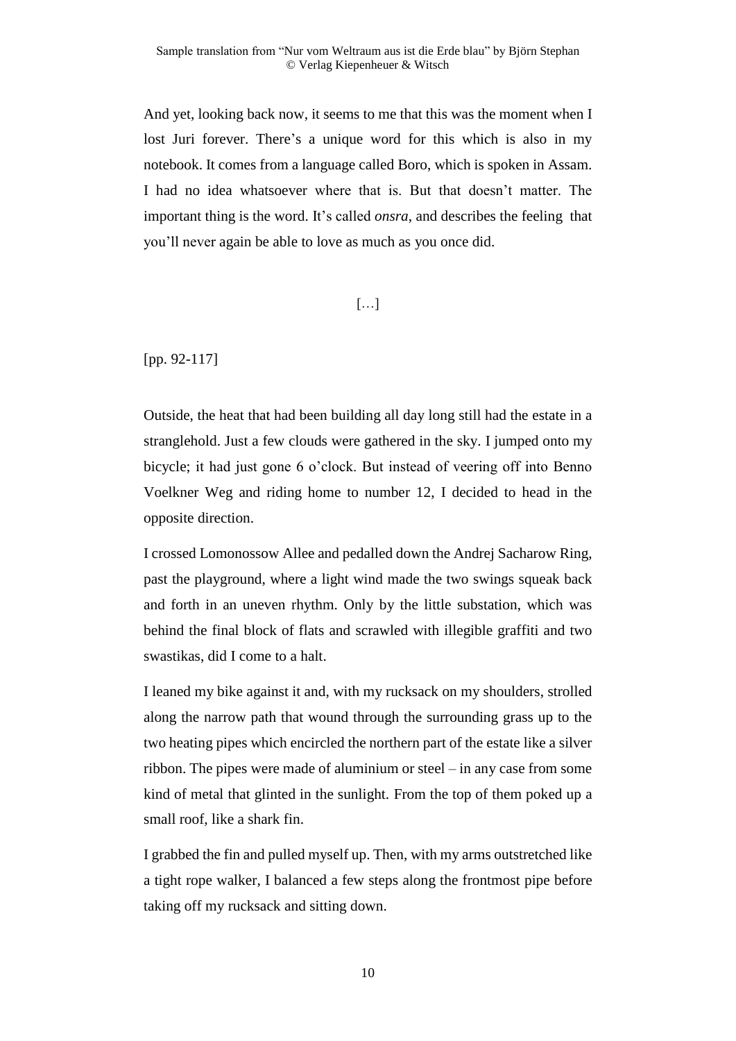And yet, looking back now, it seems to me that this was the moment when I lost Juri forever. There's a unique word for this which is also in my notebook. It comes from a language called Boro, which is spoken in Assam. I had no idea whatsoever where that is. But that doesn't matter. The important thing is the word. It's called *onsra*, and describes the feeling that you'll never again be able to love as much as you once did.

[…]

[pp. 92-117]

Outside, the heat that had been building all day long still had the estate in a stranglehold. Just a few clouds were gathered in the sky. I jumped onto my bicycle; it had just gone 6 o'clock. But instead of veering off into Benno Voelkner Weg and riding home to number 12, I decided to head in the opposite direction.

I crossed Lomonossow Allee and pedalled down the Andrej Sacharow Ring, past the playground, where a light wind made the two swings squeak back and forth in an uneven rhythm. Only by the little substation, which was behind the final block of flats and scrawled with illegible graffiti and two swastikas, did I come to a halt.

I leaned my bike against it and, with my rucksack on my shoulders, strolled along the narrow path that wound through the surrounding grass up to the two heating pipes which encircled the northern part of the estate like a silver ribbon. The pipes were made of aluminium or steel – in any case from some kind of metal that glinted in the sunlight. From the top of them poked up a small roof, like a shark fin.

I grabbed the fin and pulled myself up. Then, with my arms outstretched like a tight rope walker, I balanced a few steps along the frontmost pipe before taking off my rucksack and sitting down.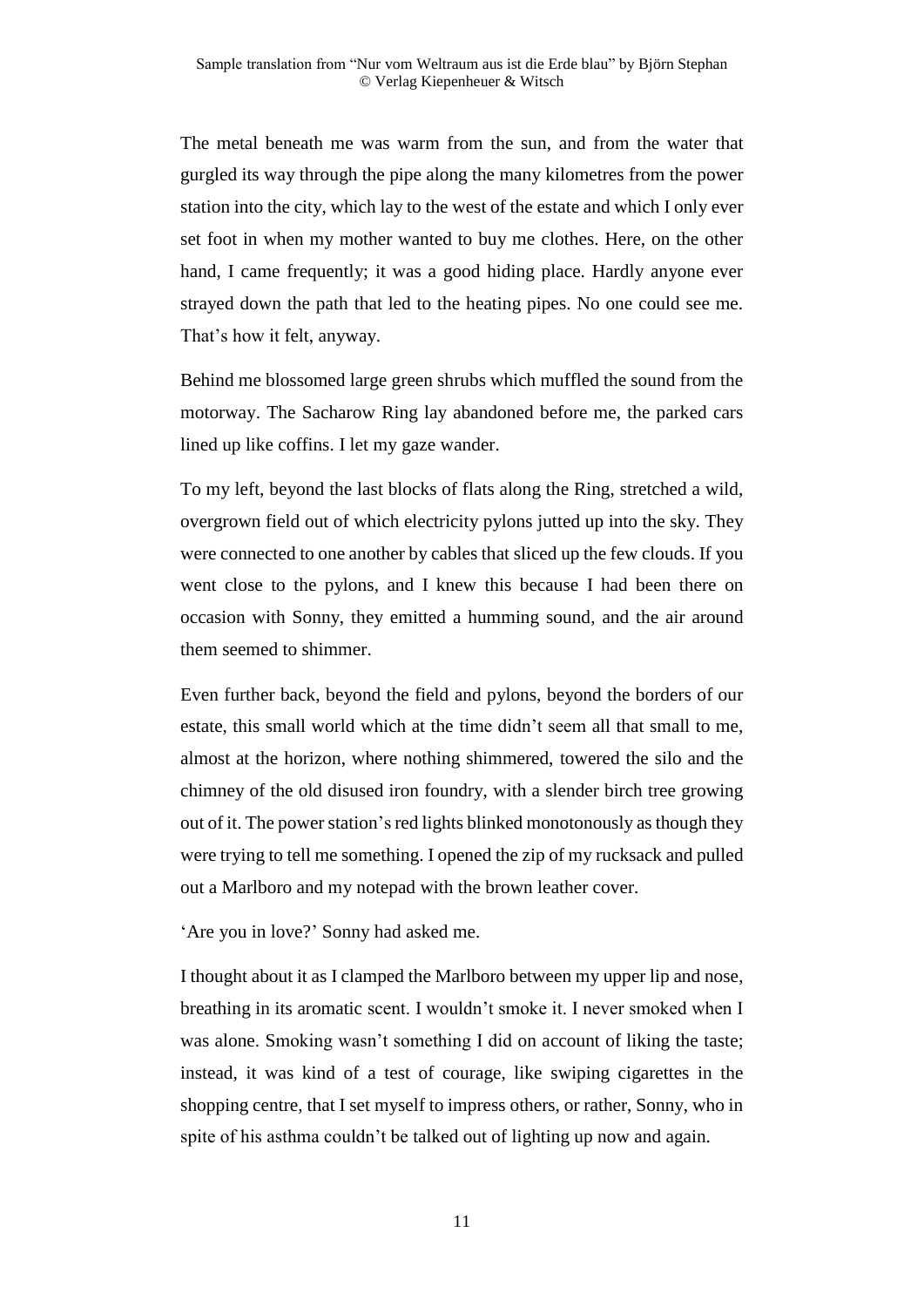The metal beneath me was warm from the sun, and from the water that gurgled its way through the pipe along the many kilometres from the power station into the city, which lay to the west of the estate and which I only ever set foot in when my mother wanted to buy me clothes. Here, on the other hand, I came frequently; it was a good hiding place. Hardly anyone ever strayed down the path that led to the heating pipes. No one could see me. That's how it felt, anyway.

Behind me blossomed large green shrubs which muffled the sound from the motorway. The Sacharow Ring lay abandoned before me, the parked cars lined up like coffins. I let my gaze wander.

To my left, beyond the last blocks of flats along the Ring, stretched a wild, overgrown field out of which electricity pylons jutted up into the sky. They were connected to one another by cables that sliced up the few clouds. If you went close to the pylons, and I knew this because I had been there on occasion with Sonny, they emitted a humming sound, and the air around them seemed to shimmer.

Even further back, beyond the field and pylons, beyond the borders of our estate, this small world which at the time didn't seem all that small to me, almost at the horizon, where nothing shimmered, towered the silo and the chimney of the old disused iron foundry, with a slender birch tree growing out of it. The power station's red lights blinked monotonously as though they were trying to tell me something. I opened the zip of my rucksack and pulled out a Marlboro and my notepad with the brown leather cover.

'Are you in love?' Sonny had asked me.

I thought about it as I clamped the Marlboro between my upper lip and nose, breathing in its aromatic scent. I wouldn't smoke it. I never smoked when I was alone. Smoking wasn't something I did on account of liking the taste; instead, it was kind of a test of courage, like swiping cigarettes in the shopping centre, that I set myself to impress others, or rather, Sonny, who in spite of his asthma couldn't be talked out of lighting up now and again.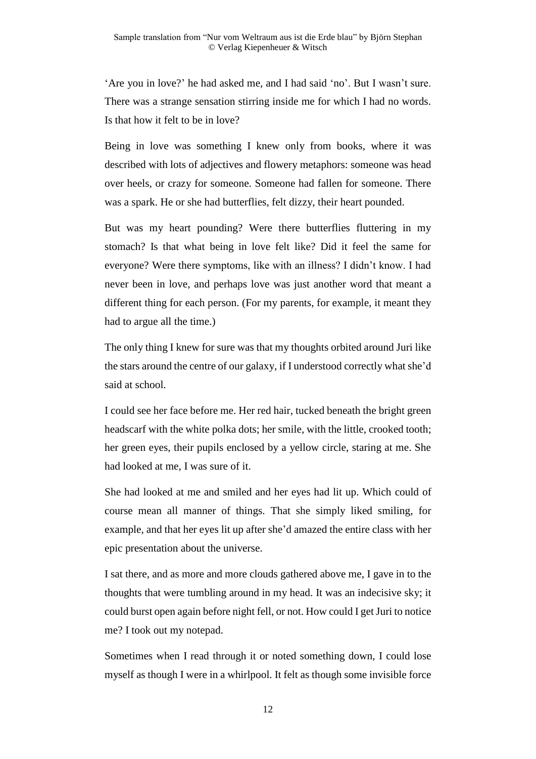'Are you in love?' he had asked me, and I had said 'no'. But I wasn't sure. There was a strange sensation stirring inside me for which I had no words. Is that how it felt to be in love?

Being in love was something I knew only from books, where it was described with lots of adjectives and flowery metaphors: someone was head over heels, or crazy for someone. Someone had fallen for someone. There was a spark. He or she had butterflies, felt dizzy, their heart pounded.

But was my heart pounding? Were there butterflies fluttering in my stomach? Is that what being in love felt like? Did it feel the same for everyone? Were there symptoms, like with an illness? I didn't know. I had never been in love, and perhaps love was just another word that meant a different thing for each person. (For my parents, for example, it meant they had to argue all the time.)

The only thing I knew for sure was that my thoughts orbited around Juri like the stars around the centre of our galaxy, if I understood correctly what she'd said at school.

I could see her face before me. Her red hair, tucked beneath the bright green headscarf with the white polka dots; her smile, with the little, crooked tooth; her green eyes, their pupils enclosed by a yellow circle, staring at me. She had looked at me, I was sure of it.

She had looked at me and smiled and her eyes had lit up. Which could of course mean all manner of things. That she simply liked smiling, for example, and that her eyes lit up after she'd amazed the entire class with her epic presentation about the universe.

I sat there, and as more and more clouds gathered above me, I gave in to the thoughts that were tumbling around in my head. It was an indecisive sky; it could burst open again before night fell, or not. How could I get Juri to notice me? I took out my notepad.

Sometimes when I read through it or noted something down, I could lose myself as though I were in a whirlpool. It felt as though some invisible force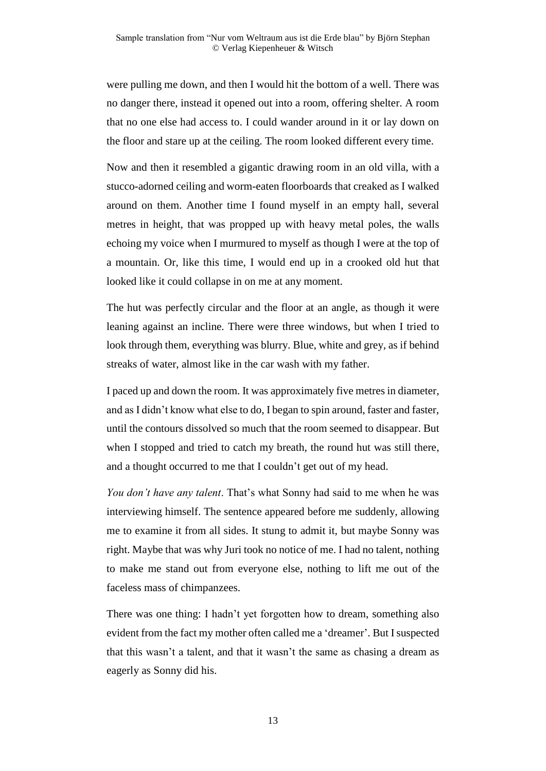were pulling me down, and then I would hit the bottom of a well. There was no danger there, instead it opened out into a room, offering shelter. A room that no one else had access to. I could wander around in it or lay down on the floor and stare up at the ceiling. The room looked different every time.

Now and then it resembled a gigantic drawing room in an old villa, with a stucco-adorned ceiling and worm-eaten floorboards that creaked as I walked around on them. Another time I found myself in an empty hall, several metres in height, that was propped up with heavy metal poles, the walls echoing my voice when I murmured to myself as though I were at the top of a mountain. Or, like this time, I would end up in a crooked old hut that looked like it could collapse in on me at any moment.

The hut was perfectly circular and the floor at an angle, as though it were leaning against an incline. There were three windows, but when I tried to look through them, everything was blurry. Blue, white and grey, as if behind streaks of water, almost like in the car wash with my father.

I paced up and down the room. It was approximately five metres in diameter, and as I didn't know what else to do, I began to spin around, faster and faster, until the contours dissolved so much that the room seemed to disappear. But when I stopped and tried to catch my breath, the round hut was still there, and a thought occurred to me that I couldn't get out of my head.

*You don't have any talent*. That's what Sonny had said to me when he was interviewing himself. The sentence appeared before me suddenly, allowing me to examine it from all sides. It stung to admit it, but maybe Sonny was right. Maybe that was why Juri took no notice of me. I had no talent, nothing to make me stand out from everyone else, nothing to lift me out of the faceless mass of chimpanzees.

There was one thing: I hadn't yet forgotten how to dream, something also evident from the fact my mother often called me a 'dreamer'. But I suspected that this wasn't a talent, and that it wasn't the same as chasing a dream as eagerly as Sonny did his.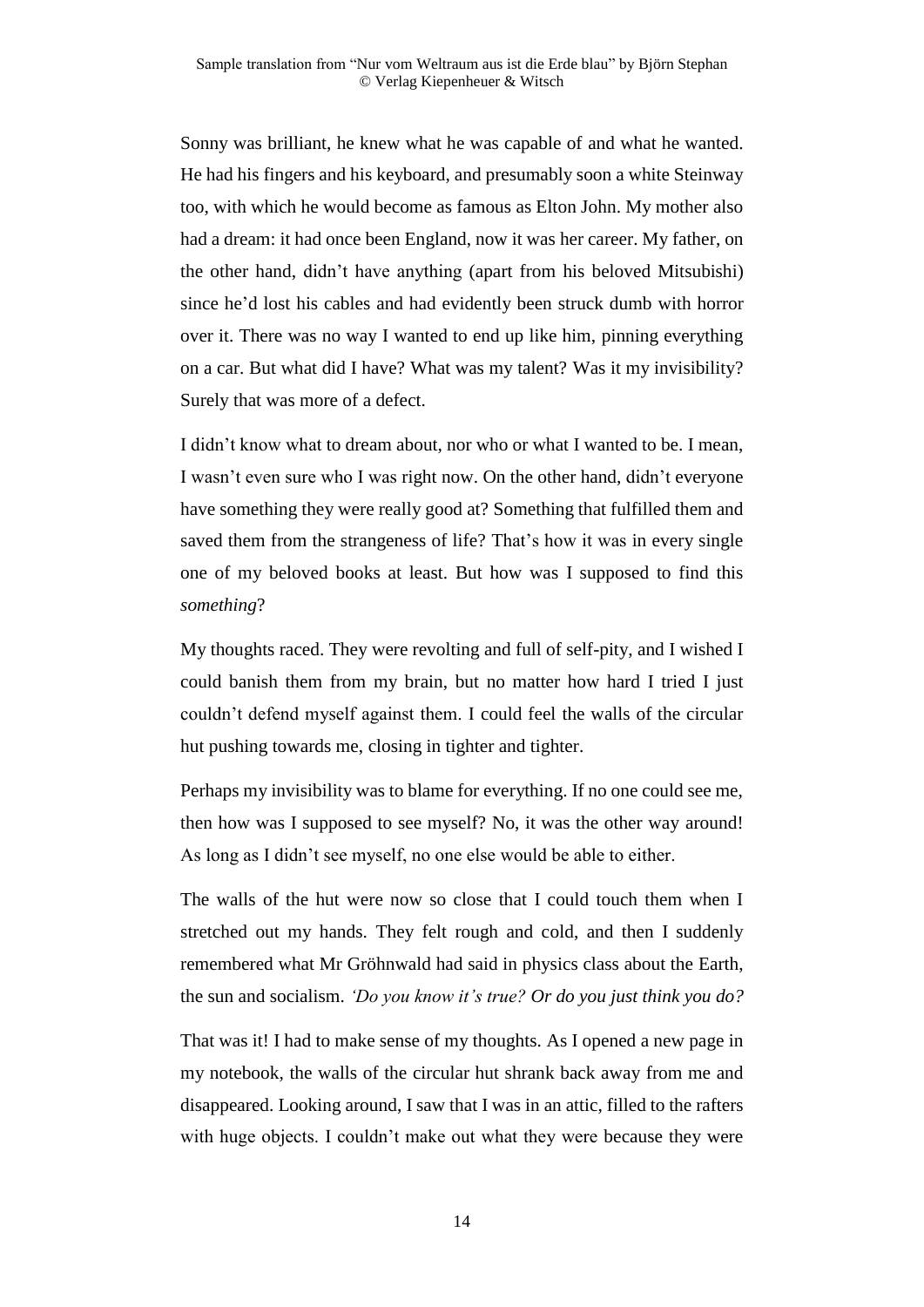Sonny was brilliant, he knew what he was capable of and what he wanted. He had his fingers and his keyboard, and presumably soon a white Steinway too, with which he would become as famous as Elton John. My mother also had a dream: it had once been England, now it was her career. My father, on the other hand, didn't have anything (apart from his beloved Mitsubishi) since he'd lost his cables and had evidently been struck dumb with horror over it. There was no way I wanted to end up like him, pinning everything on a car. But what did I have? What was my talent? Was it my invisibility? Surely that was more of a defect.

I didn't know what to dream about, nor who or what I wanted to be. I mean, I wasn't even sure who I was right now. On the other hand, didn't everyone have something they were really good at? Something that fulfilled them and saved them from the strangeness of life? That's how it was in every single one of my beloved books at least. But how was I supposed to find this *something*?

My thoughts raced. They were revolting and full of self-pity, and I wished I could banish them from my brain, but no matter how hard I tried I just couldn't defend myself against them. I could feel the walls of the circular hut pushing towards me, closing in tighter and tighter.

Perhaps my invisibility was to blame for everything. If no one could see me, then how was I supposed to see myself? No, it was the other way around! As long as I didn't see myself, no one else would be able to either.

The walls of the hut were now so close that I could touch them when I stretched out my hands. They felt rough and cold, and then I suddenly remembered what Mr Gröhnwald had said in physics class about the Earth, the sun and socialism. *'Do you know it's true? Or do you just think you do?*

That was it! I had to make sense of my thoughts. As I opened a new page in my notebook, the walls of the circular hut shrank back away from me and disappeared. Looking around, I saw that I was in an attic, filled to the rafters with huge objects. I couldn't make out what they were because they were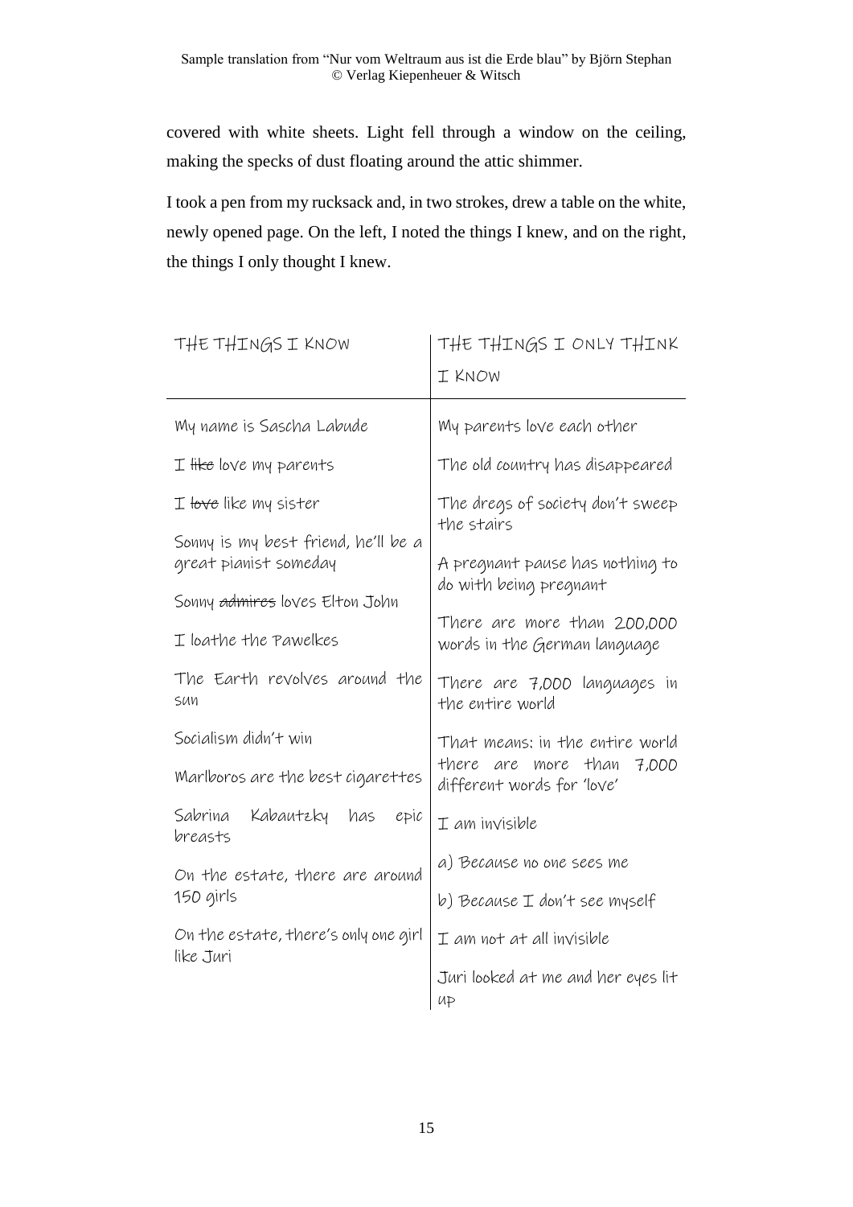covered with white sheets. Light fell through a window on the ceiling, making the specks of dust floating around the attic shimmer.

I took a pen from my rucksack and, in two strokes, drew a table on the white, newly opened page. On the left, I noted the things I knew, and on the right, the things I only thought I knew.

| THE THINGS I KNOW | THE THINGS I ONLY THINK I KNOW |
| --- | --- |
| My name is Sascha Labude | My parents love each other |
| I ~~like~~ love my parents | The old country has disappeared |
| I ~~love~~ like my sister | The dregs of society don't sweep the stairs |
| Sonny is my best friend, he'll be a great pianist someday | A pregnant pause has nothing to do with being pregnant |
| Sonny ~~admires~~ loves Elton John | There are more than 200,000 words in the German language |
| I loathe the Pawelkes | There are 7,000 languages in the entire world |
| The Earth revolves around the sun | That means: in the entire world there are more than 7,000 different words for 'love' |
| Socialism didn't win | I am invisible |
| Marlboros are the best cigarettes | a) Because no one sees me |
| Sabrina Kabautzky has epic breasts | b) Because I don't see myself |
| On the estate, there are around 150 girls | I am not at all invisible |
| On the estate, there's only one girl like Juri | Juri looked at me and her eyes lit up |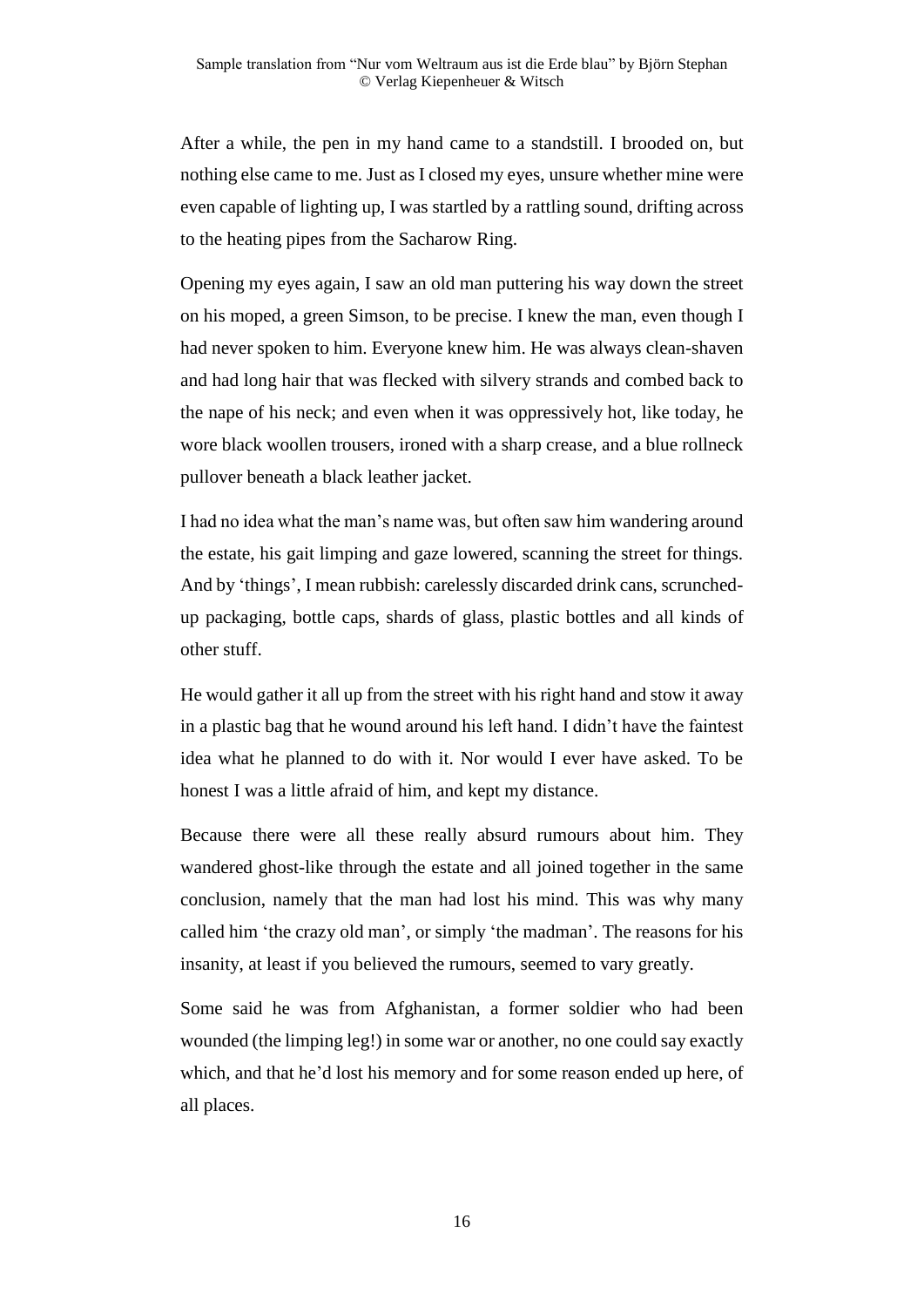After a while, the pen in my hand came to a standstill. I brooded on, but nothing else came to me. Just as I closed my eyes, unsure whether mine were even capable of lighting up, I was startled by a rattling sound, drifting across to the heating pipes from the Sacharow Ring.

Opening my eyes again, I saw an old man puttering his way down the street on his moped, a green Simson, to be precise. I knew the man, even though I had never spoken to him. Everyone knew him. He was always clean-shaven and had long hair that was flecked with silvery strands and combed back to the nape of his neck; and even when it was oppressively hot, like today, he wore black woollen trousers, ironed with a sharp crease, and a blue rollneck pullover beneath a black leather jacket.

I had no idea what the man's name was, but often saw him wandering around the estate, his gait limping and gaze lowered, scanning the street for things. And by 'things', I mean rubbish: carelessly discarded drink cans, scrunched-up packaging, bottle caps, shards of glass, plastic bottles and all kinds of other stuff.

He would gather it all up from the street with his right hand and stow it away in a plastic bag that he wound around his left hand. I didn't have the faintest idea what he planned to do with it. Nor would I ever have asked. To be honest I was a little afraid of him, and kept my distance.

Because there were all these really absurd rumours about him. They wandered ghost-like through the estate and all joined together in the same conclusion, namely that the man had lost his mind. This was why many called him 'the crazy old man', or simply 'the madman'. The reasons for his insanity, at least if you believed the rumours, seemed to vary greatly.

Some said he was from Afghanistan, a former soldier who had been wounded (the limping leg!) in some war or another, no one could say exactly which, and that he'd lost his memory and for some reason ended up here, of all places.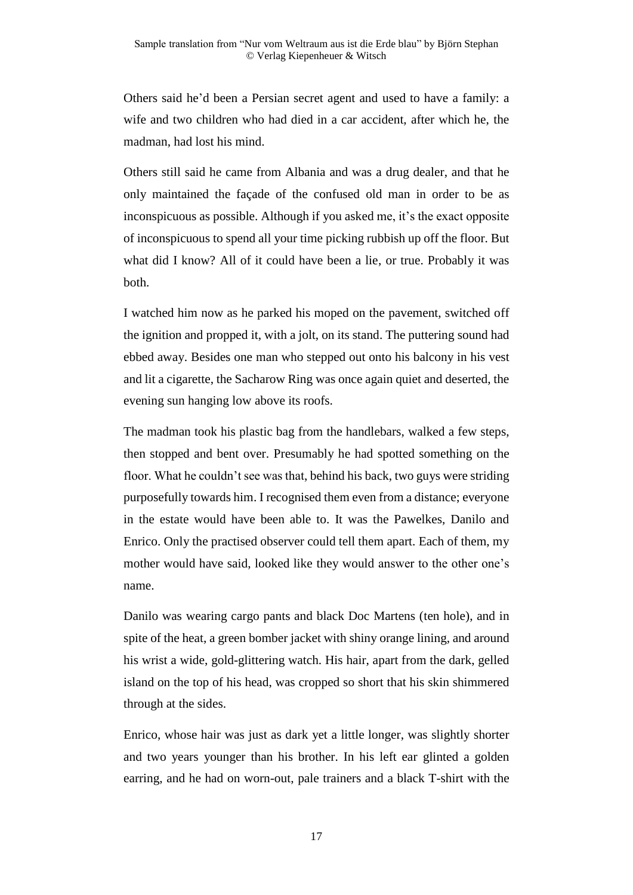Others said he'd been a Persian secret agent and used to have a family: a wife and two children who had died in a car accident, after which he, the madman, had lost his mind.

Others still said he came from Albania and was a drug dealer, and that he only maintained the façade of the confused old man in order to be as inconspicuous as possible. Although if you asked me, it's the exact opposite of inconspicuous to spend all your time picking rubbish up off the floor. But what did I know? All of it could have been a lie, or true. Probably it was both.

I watched him now as he parked his moped on the pavement, switched off the ignition and propped it, with a jolt, on its stand. The puttering sound had ebbed away. Besides one man who stepped out onto his balcony in his vest and lit a cigarette, the Sacharow Ring was once again quiet and deserted, the evening sun hanging low above its roofs.

The madman took his plastic bag from the handlebars, walked a few steps, then stopped and bent over. Presumably he had spotted something on the floor. What he couldn't see was that, behind his back, two guys were striding purposefully towards him. I recognised them even from a distance; everyone in the estate would have been able to. It was the Pawelkes, Danilo and Enrico. Only the practised observer could tell them apart. Each of them, my mother would have said, looked like they would answer to the other one's name.

Danilo was wearing cargo pants and black Doc Martens (ten hole), and in spite of the heat, a green bomber jacket with shiny orange lining, and around his wrist a wide, gold-glittering watch. His hair, apart from the dark, gelled island on the top of his head, was cropped so short that his skin shimmered through at the sides.

Enrico, whose hair was just as dark yet a little longer, was slightly shorter and two years younger than his brother. In his left ear glinted a golden earring, and he had on worn-out, pale trainers and a black T-shirt with the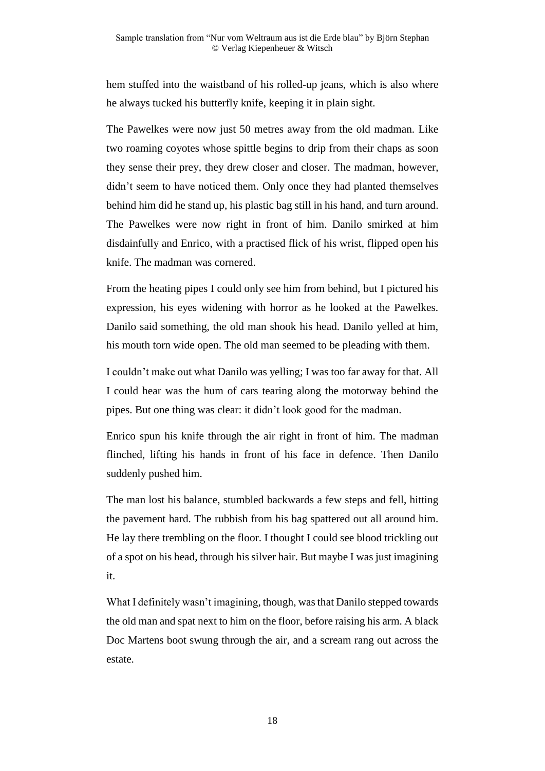hem stuffed into the waistband of his rolled-up jeans, which is also where he always tucked his butterfly knife, keeping it in plain sight.

The Pawelkes were now just 50 metres away from the old madman. Like two roaming coyotes whose spittle begins to drip from their chaps as soon they sense their prey, they drew closer and closer. The madman, however, didn't seem to have noticed them. Only once they had planted themselves behind him did he stand up, his plastic bag still in his hand, and turn around. The Pawelkes were now right in front of him. Danilo smirked at him disdainfully and Enrico, with a practised flick of his wrist, flipped open his knife. The madman was cornered.

From the heating pipes I could only see him from behind, but I pictured his expression, his eyes widening with horror as he looked at the Pawelkes. Danilo said something, the old man shook his head. Danilo yelled at him, his mouth torn wide open. The old man seemed to be pleading with them.

I couldn't make out what Danilo was yelling; I was too far away for that. All I could hear was the hum of cars tearing along the motorway behind the pipes. But one thing was clear: it didn't look good for the madman.

Enrico spun his knife through the air right in front of him. The madman flinched, lifting his hands in front of his face in defence. Then Danilo suddenly pushed him.

The man lost his balance, stumbled backwards a few steps and fell, hitting the pavement hard. The rubbish from his bag spattered out all around him. He lay there trembling on the floor. I thought I could see blood trickling out of a spot on his head, through his silver hair. But maybe I was just imagining it.

What I definitely wasn't imagining, though, was that Danilo stepped towards the old man and spat next to him on the floor, before raising his arm. A black Doc Martens boot swung through the air, and a scream rang out across the estate.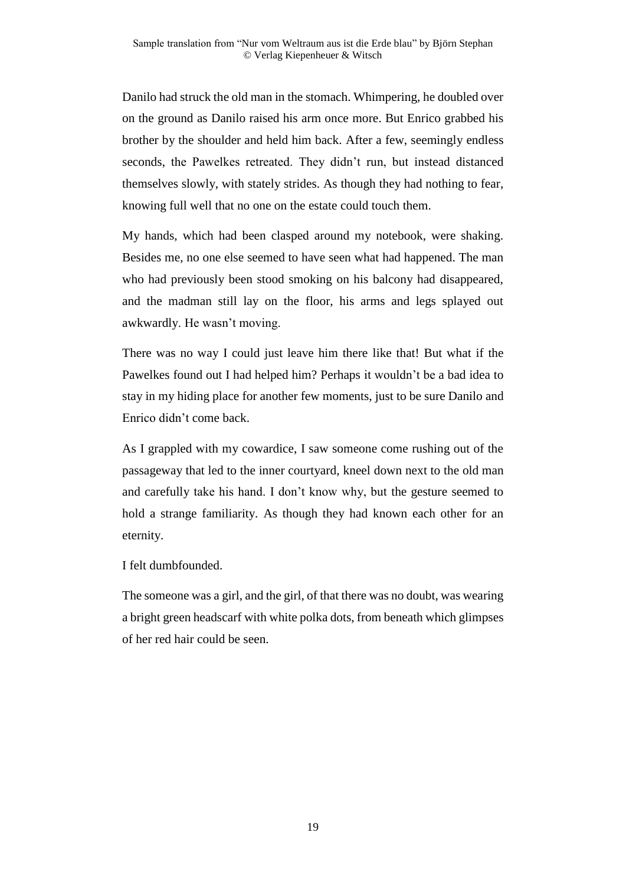Danilo had struck the old man in the stomach. Whimpering, he doubled over on the ground as Danilo raised his arm once more. But Enrico grabbed his brother by the shoulder and held him back. After a few, seemingly endless seconds, the Pawelkes retreated. They didn't run, but instead distanced themselves slowly, with stately strides. As though they had nothing to fear, knowing full well that no one on the estate could touch them.

My hands, which had been clasped around my notebook, were shaking. Besides me, no one else seemed to have seen what had happened. The man who had previously been stood smoking on his balcony had disappeared, and the madman still lay on the floor, his arms and legs splayed out awkwardly. He wasn't moving.

There was no way I could just leave him there like that! But what if the Pawelkes found out I had helped him? Perhaps it wouldn't be a bad idea to stay in my hiding place for another few moments, just to be sure Danilo and Enrico didn't come back.

As I grappled with my cowardice, I saw someone come rushing out of the passageway that led to the inner courtyard, kneel down next to the old man and carefully take his hand. I don't know why, but the gesture seemed to hold a strange familiarity. As though they had known each other for an eternity.

I felt dumbfounded.

The someone was a girl, and the girl, of that there was no doubt, was wearing a bright green headscarf with white polka dots, from beneath which glimpses of her red hair could be seen.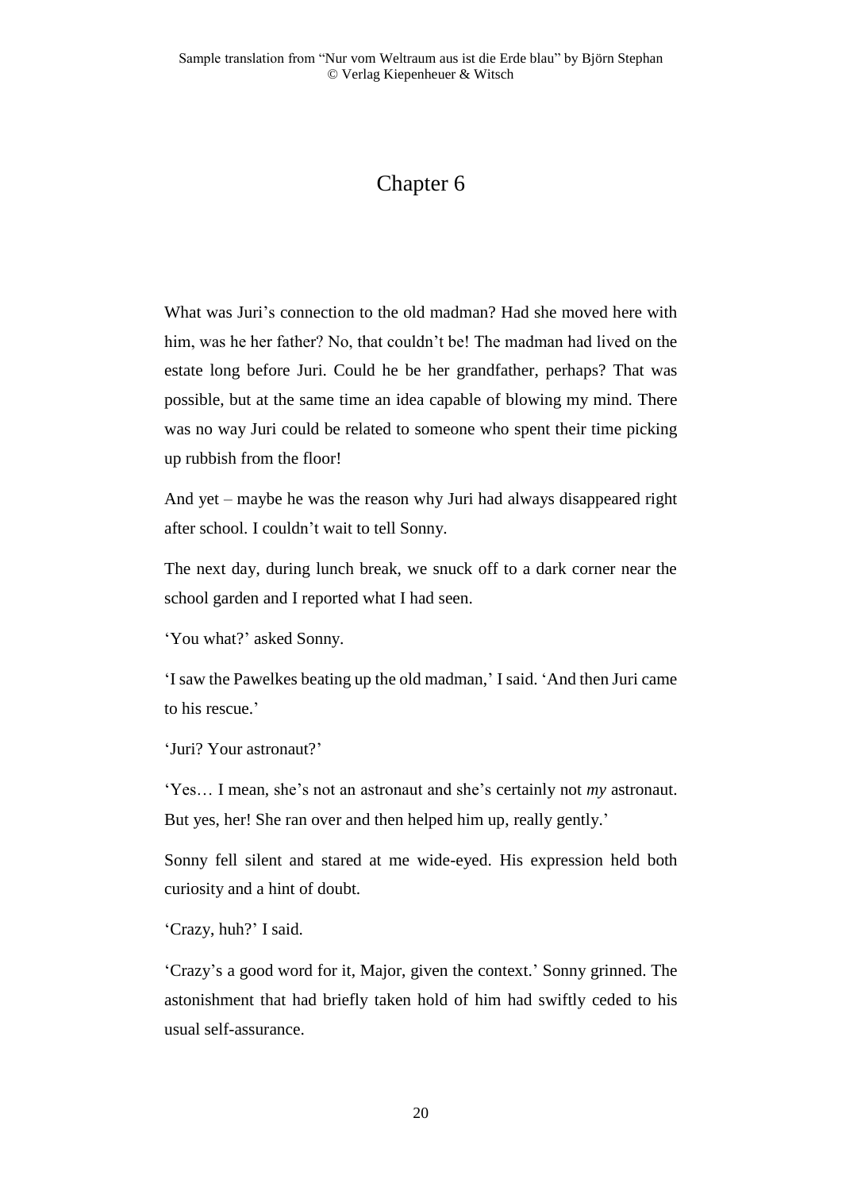# Chapter 6

What was Juri's connection to the old madman? Had she moved here with him, was he her father? No, that couldn't be! The madman had lived on the estate long before Juri. Could he be her grandfather, perhaps? That was possible, but at the same time an idea capable of blowing my mind. There was no way Juri could be related to someone who spent their time picking up rubbish from the floor!

And yet – maybe he was the reason why Juri had always disappeared right after school. I couldn't wait to tell Sonny.

The next day, during lunch break, we snuck off to a dark corner near the school garden and I reported what I had seen.

'You what?' asked Sonny.

'I saw the Pawelkes beating up the old madman,' I said. 'And then Juri came to his rescue.'

'Juri? Your astronaut?'

'Yes… I mean, she's not an astronaut and she's certainly not *my* astronaut. But yes, her! She ran over and then helped him up, really gently.'

Sonny fell silent and stared at me wide-eyed. His expression held both curiosity and a hint of doubt.

'Crazy, huh?' I said.

'Crazy's a good word for it, Major, given the context.' Sonny grinned. The astonishment that had briefly taken hold of him had swiftly ceded to his usual self-assurance.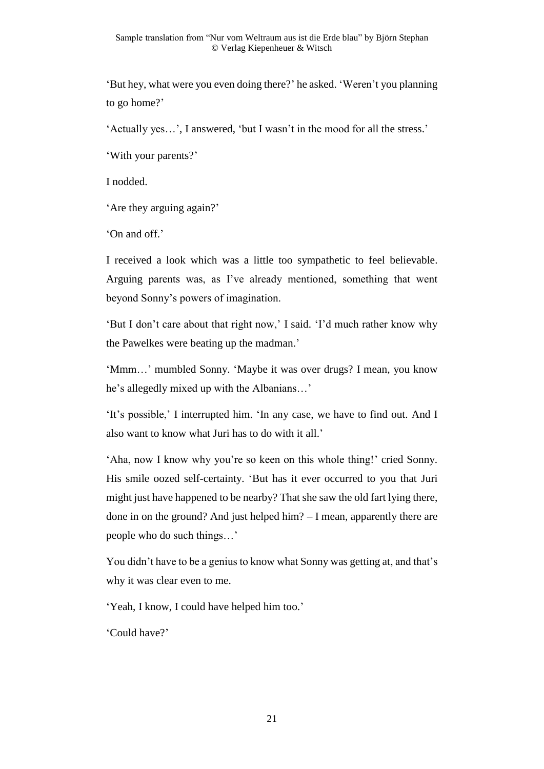'But hey, what were you even doing there?' he asked. 'Weren't you planning to go home?'

'Actually yes…', I answered, 'but I wasn't in the mood for all the stress.'

'With your parents?'

I nodded.

'Are they arguing again?'

'On and off.'

I received a look which was a little too sympathetic to feel believable. Arguing parents was, as I've already mentioned, something that went beyond Sonny's powers of imagination.

'But I don't care about that right now,' I said. 'I'd much rather know why the Pawelkes were beating up the madman.'

'Mmm…' mumbled Sonny. 'Maybe it was over drugs? I mean, you know he's allegedly mixed up with the Albanians…'

'It's possible,' I interrupted him. 'In any case, we have to find out. And I also want to know what Juri has to do with it all.'

'Aha, now I know why you're so keen on this whole thing!' cried Sonny. His smile oozed self-certainty. 'But has it ever occurred to you that Juri might just have happened to be nearby? That she saw the old fart lying there, done in on the ground? And just helped him? – I mean, apparently there are people who do such things…'

You didn't have to be a genius to know what Sonny was getting at, and that's why it was clear even to me.

'Yeah, I know, I could have helped him too.'

'Could have?'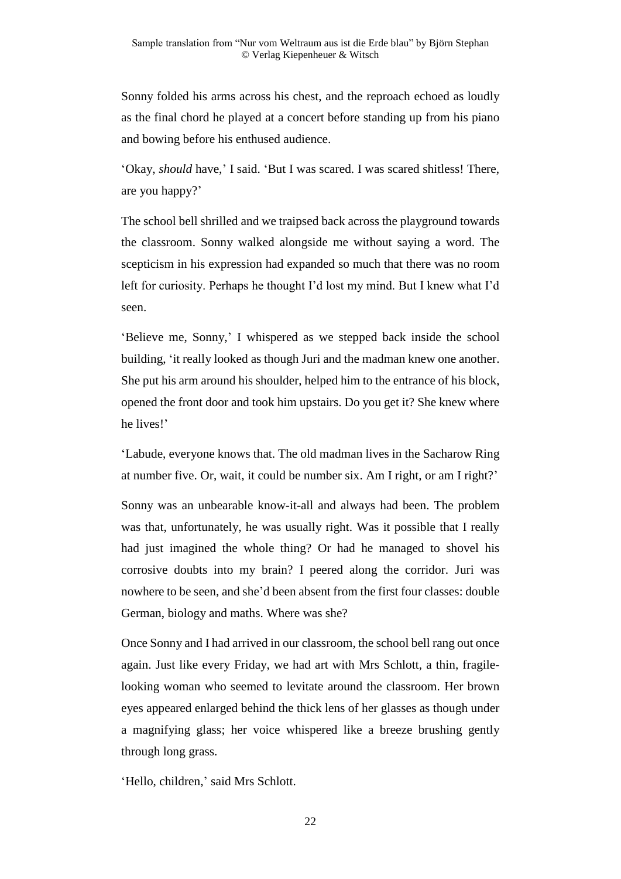Sonny folded his arms across his chest, and the reproach echoed as loudly as the final chord he played at a concert before standing up from his piano and bowing before his enthused audience.

'Okay, *should* have,' I said. 'But I was scared. I was scared shitless! There, are you happy?'

The school bell shrilled and we traipsed back across the playground towards the classroom. Sonny walked alongside me without saying a word. The scepticism in his expression had expanded so much that there was no room left for curiosity. Perhaps he thought I'd lost my mind. But I knew what I'd seen.

'Believe me, Sonny,' I whispered as we stepped back inside the school building, 'it really looked as though Juri and the madman knew one another. She put his arm around his shoulder, helped him to the entrance of his block, opened the front door and took him upstairs. Do you get it? She knew where he lives!'

'Labude, everyone knows that. The old madman lives in the Sacharow Ring at number five. Or, wait, it could be number six. Am I right, or am I right?'

Sonny was an unbearable know-it-all and always had been. The problem was that, unfortunately, he was usually right. Was it possible that I really had just imagined the whole thing? Or had he managed to shovel his corrosive doubts into my brain? I peered along the corridor. Juri was nowhere to be seen, and she'd been absent from the first four classes: double German, biology and maths. Where was she?

Once Sonny and I had arrived in our classroom, the school bell rang out once again. Just like every Friday, we had art with Mrs Schlott, a thin, fragile-looking woman who seemed to levitate around the classroom. Her brown eyes appeared enlarged behind the thick lens of her glasses as though under a magnifying glass; her voice whispered like a breeze brushing gently through long grass.

'Hello, children,' said Mrs Schlott.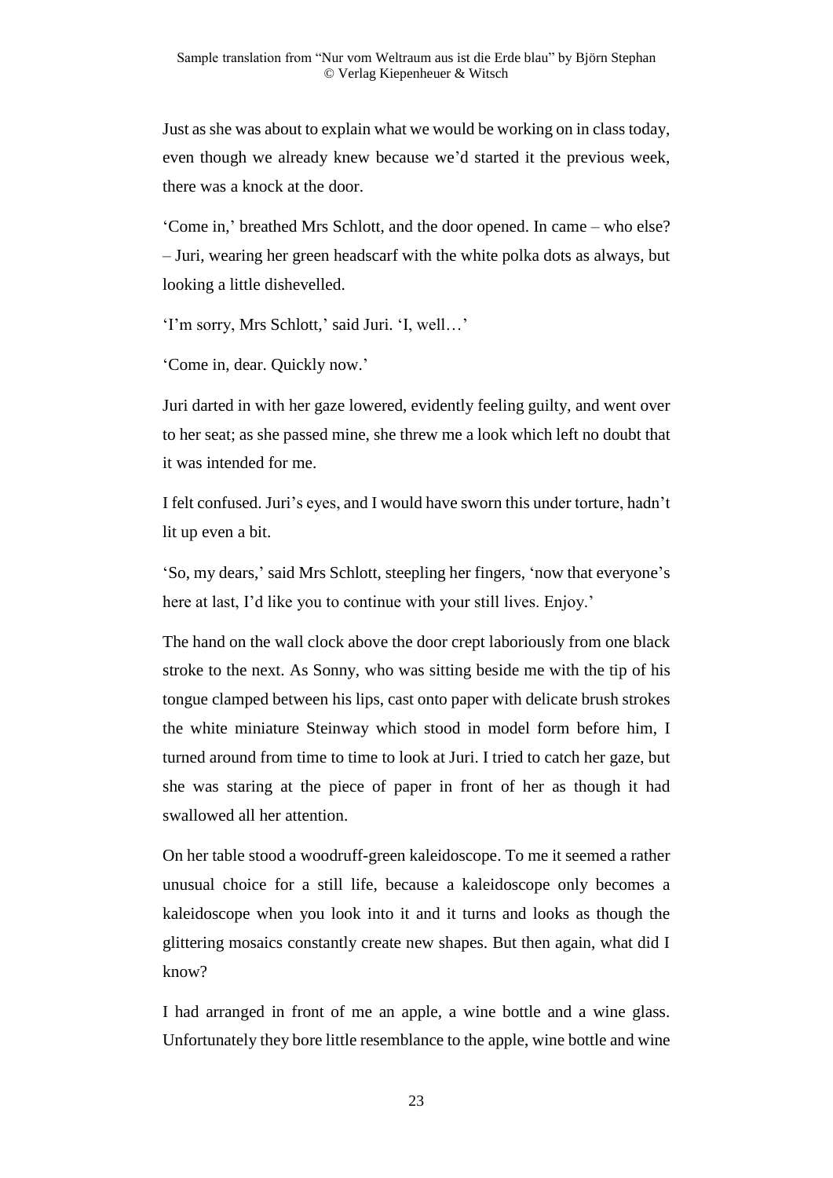Just as she was about to explain what we would be working on in class today, even though we already knew because we'd started it the previous week, there was a knock at the door.

'Come in,' breathed Mrs Schlott, and the door opened. In came – who else? – Juri, wearing her green headscarf with the white polka dots as always, but looking a little dishevelled.

'I'm sorry, Mrs Schlott,' said Juri. 'I, well…'

'Come in, dear. Quickly now.'

Juri darted in with her gaze lowered, evidently feeling guilty, and went over to her seat; as she passed mine, she threw me a look which left no doubt that it was intended for me.

I felt confused. Juri's eyes, and I would have sworn this under torture, hadn't lit up even a bit.

'So, my dears,' said Mrs Schlott, steepling her fingers, 'now that everyone's here at last, I'd like you to continue with your still lives. Enjoy.'

The hand on the wall clock above the door crept laboriously from one black stroke to the next. As Sonny, who was sitting beside me with the tip of his tongue clamped between his lips, cast onto paper with delicate brush strokes the white miniature Steinway which stood in model form before him, I turned around from time to time to look at Juri. I tried to catch her gaze, but she was staring at the piece of paper in front of her as though it had swallowed all her attention.

On her table stood a woodruff-green kaleidoscope. To me it seemed a rather unusual choice for a still life, because a kaleidoscope only becomes a kaleidoscope when you look into it and it turns and looks as though the glittering mosaics constantly create new shapes. But then again, what did I know?

I had arranged in front of me an apple, a wine bottle and a wine glass. Unfortunately they bore little resemblance to the apple, wine bottle and wine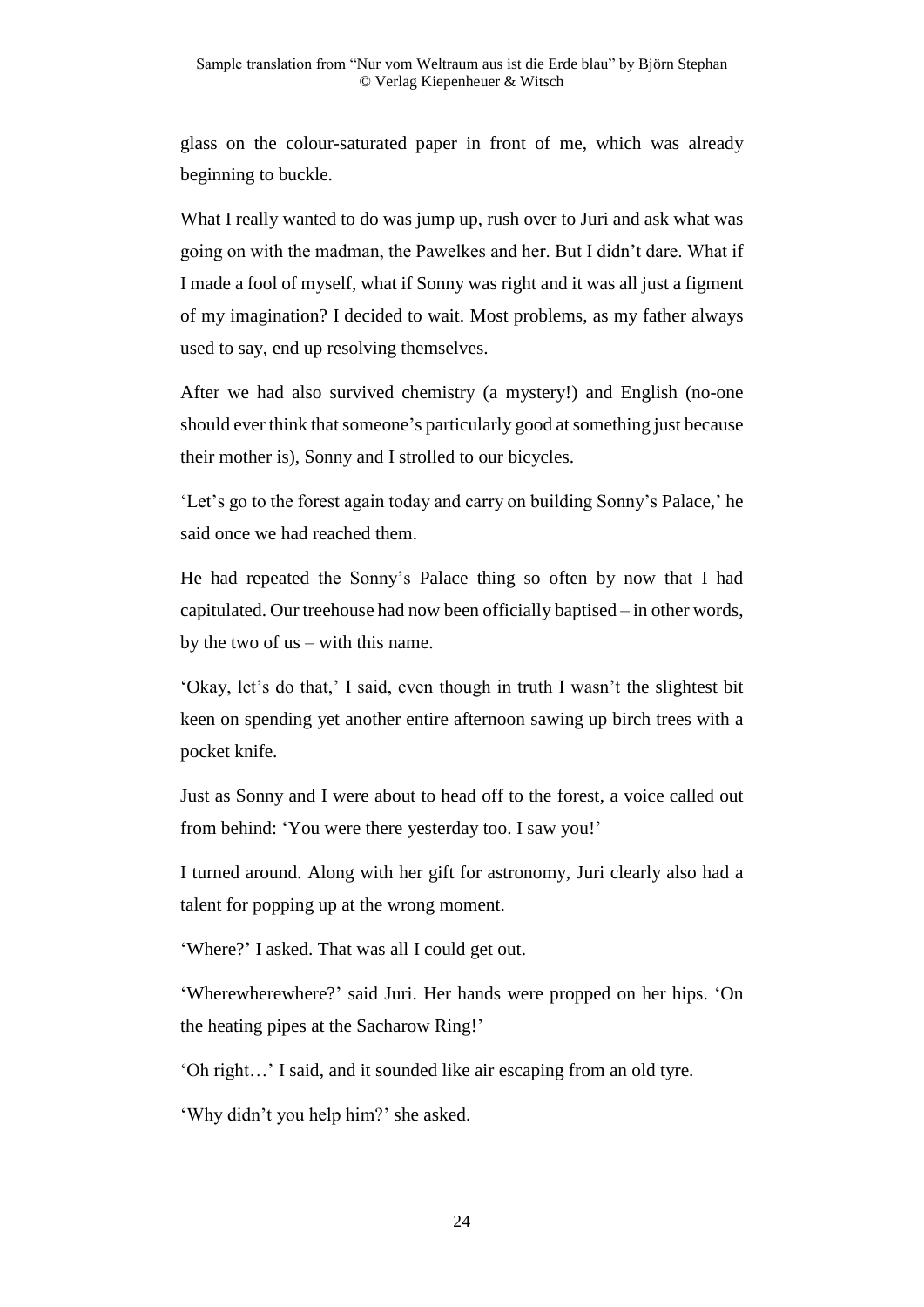glass on the colour-saturated paper in front of me, which was already beginning to buckle.

What I really wanted to do was jump up, rush over to Juri and ask what was going on with the madman, the Pawelkes and her. But I didn’t dare. What if I made a fool of myself, what if Sonny was right and it was all just a figment of my imagination? I decided to wait. Most problems, as my father always used to say, end up resolving themselves.

After we had also survived chemistry (a mystery!) and English (no-one should ever think that someone’s particularly good at something just because their mother is), Sonny and I strolled to our bicycles.

‘Let’s go to the forest again today and carry on building Sonny’s Palace,’ he said once we had reached them.

He had repeated the Sonny’s Palace thing so often by now that I had capitulated. Our treehouse had now been officially baptised – in other words, by the two of us – with this name.

‘Okay, let’s do that,’ I said, even though in truth I wasn’t the slightest bit keen on spending yet another entire afternoon sawing up birch trees with a pocket knife.

Just as Sonny and I were about to head off to the forest, a voice called out from behind: ‘You were there yesterday too. I saw you!’

I turned around. Along with her gift for astronomy, Juri clearly also had a talent for popping up at the wrong moment.

‘Where?’ I asked. That was all I could get out.

‘Wherewherewhere?’ said Juri. Her hands were propped on her hips. ‘On the heating pipes at the Sacharow Ring!’

‘Oh right…’ I said, and it sounded like air escaping from an old tyre.

‘Why didn’t you help him?’ she asked.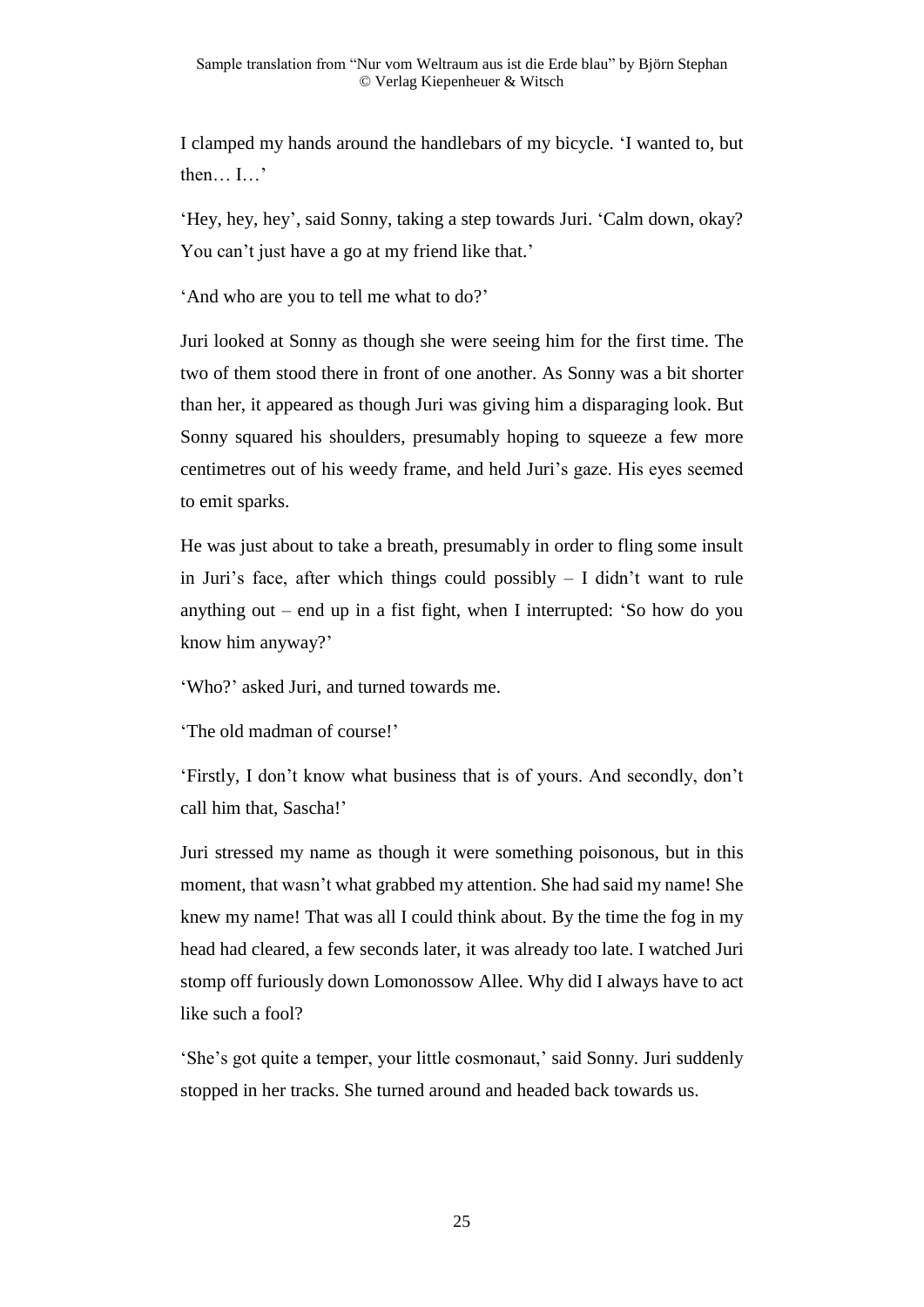I clamped my hands around the handlebars of my bicycle. 'I wanted to, but then… I…'

'Hey, hey, hey', said Sonny, taking a step towards Juri. 'Calm down, okay? You can't just have a go at my friend like that.'

'And who are you to tell me what to do?'

Juri looked at Sonny as though she were seeing him for the first time. The two of them stood there in front of one another. As Sonny was a bit shorter than her, it appeared as though Juri was giving him a disparaging look. But Sonny squared his shoulders, presumably hoping to squeeze a few more centimetres out of his weedy frame, and held Juri's gaze. His eyes seemed to emit sparks.

He was just about to take a breath, presumably in order to fling some insult in Juri's face, after which things could possibly – I didn't want to rule anything out – end up in a fist fight, when I interrupted: 'So how do you know him anyway?'

'Who?' asked Juri, and turned towards me.

'The old madman of course!'

'Firstly, I don't know what business that is of yours. And secondly, don't call him that, Sascha!'

Juri stressed my name as though it were something poisonous, but in this moment, that wasn't what grabbed my attention. She had said my name! She knew my name! That was all I could think about. By the time the fog in my head had cleared, a few seconds later, it was already too late. I watched Juri stomp off furiously down Lomonossow Allee. Why did I always have to act like such a fool?

'She's got quite a temper, your little cosmonaut,' said Sonny. Juri suddenly stopped in her tracks. She turned around and headed back towards us.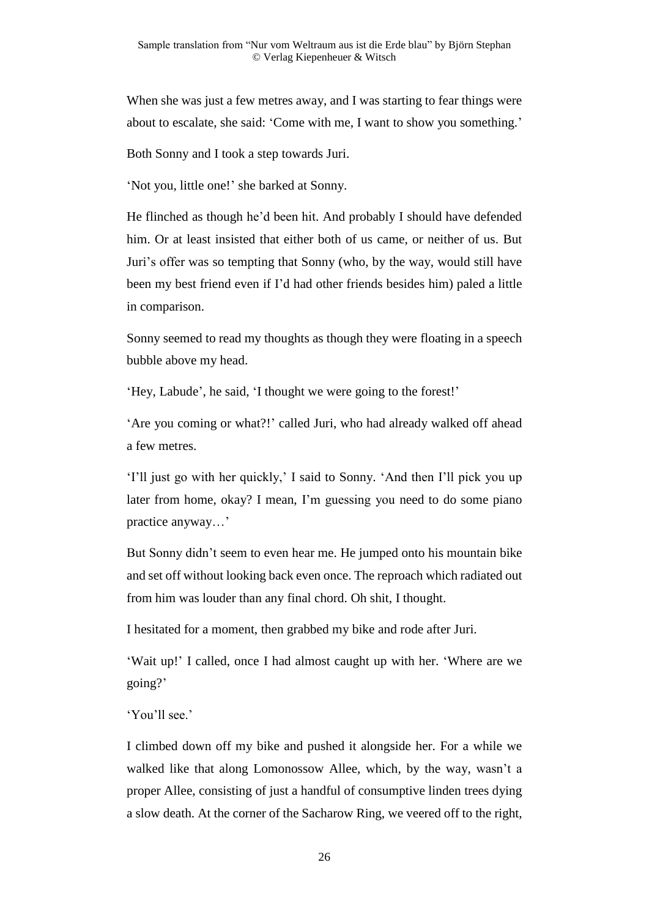When she was just a few metres away, and I was starting to fear things were about to escalate, she said: 'Come with me, I want to show you something.'

Both Sonny and I took a step towards Juri.

'Not you, little one!' she barked at Sonny.

He flinched as though he'd been hit. And probably I should have defended him. Or at least insisted that either both of us came, or neither of us. But Juri's offer was so tempting that Sonny (who, by the way, would still have been my best friend even if I'd had other friends besides him) paled a little in comparison.

Sonny seemed to read my thoughts as though they were floating in a speech bubble above my head.

'Hey, Labude', he said, 'I thought we were going to the forest!'

'Are you coming or what?!' called Juri, who had already walked off ahead a few metres.

'I'll just go with her quickly,' I said to Sonny. 'And then I'll pick you up later from home, okay? I mean, I'm guessing you need to do some piano practice anyway…'

But Sonny didn't seem to even hear me. He jumped onto his mountain bike and set off without looking back even once. The reproach which radiated out from him was louder than any final chord. Oh shit, I thought.

I hesitated for a moment, then grabbed my bike and rode after Juri.

'Wait up!' I called, once I had almost caught up with her. 'Where are we going?'

'You'll see.'

I climbed down off my bike and pushed it alongside her. For a while we walked like that along Lomonossow Allee, which, by the way, wasn't a proper Allee, consisting of just a handful of consumptive linden trees dying a slow death. At the corner of the Sacharow Ring, we veered off to the right,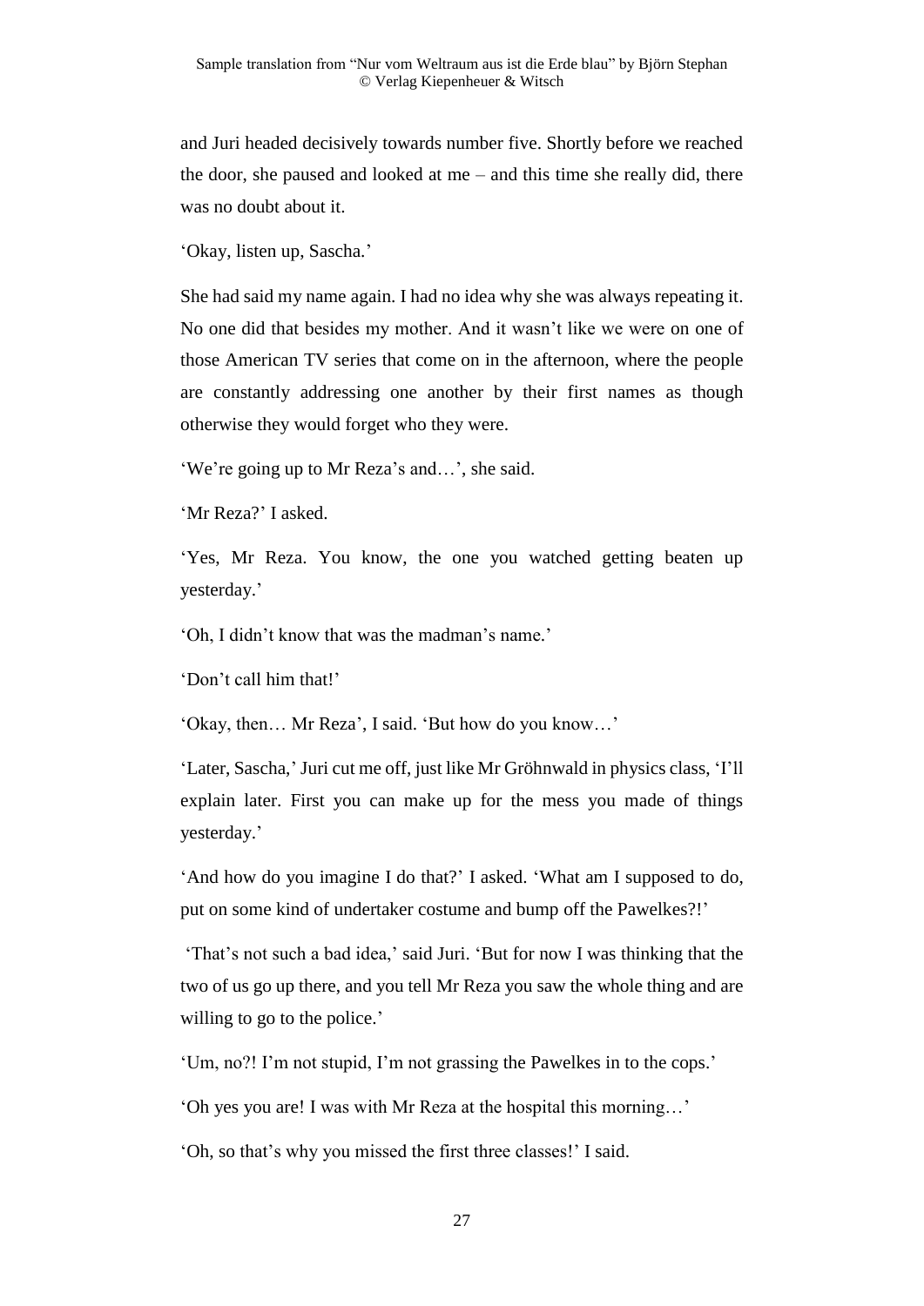and Juri headed decisively towards number five. Shortly before we reached the door, she paused and looked at me – and this time she really did, there was no doubt about it.

'Okay, listen up, Sascha.'

She had said my name again. I had no idea why she was always repeating it. No one did that besides my mother. And it wasn't like we were on one of those American TV series that come on in the afternoon, where the people are constantly addressing one another by their first names as though otherwise they would forget who they were.

'We're going up to Mr Reza's and…', she said.

'Mr Reza?' I asked.

'Yes, Mr Reza. You know, the one you watched getting beaten up yesterday.'

'Oh, I didn't know that was the madman's name.'

'Don't call him that!'

'Okay, then… Mr Reza', I said. 'But how do you know…'

'Later, Sascha,' Juri cut me off, just like Mr Gröhnwald in physics class, 'I'll explain later. First you can make up for the mess you made of things yesterday.'

'And how do you imagine I do that?' I asked. 'What am I supposed to do, put on some kind of undertaker costume and bump off the Pawelkes?!'

'That's not such a bad idea,' said Juri. 'But for now I was thinking that the two of us go up there, and you tell Mr Reza you saw the whole thing and are willing to go to the police.'

'Um, no?! I'm not stupid, I'm not grassing the Pawelkes in to the cops.'

'Oh yes you are! I was with Mr Reza at the hospital this morning…'

'Oh, so that's why you missed the first three classes!' I said.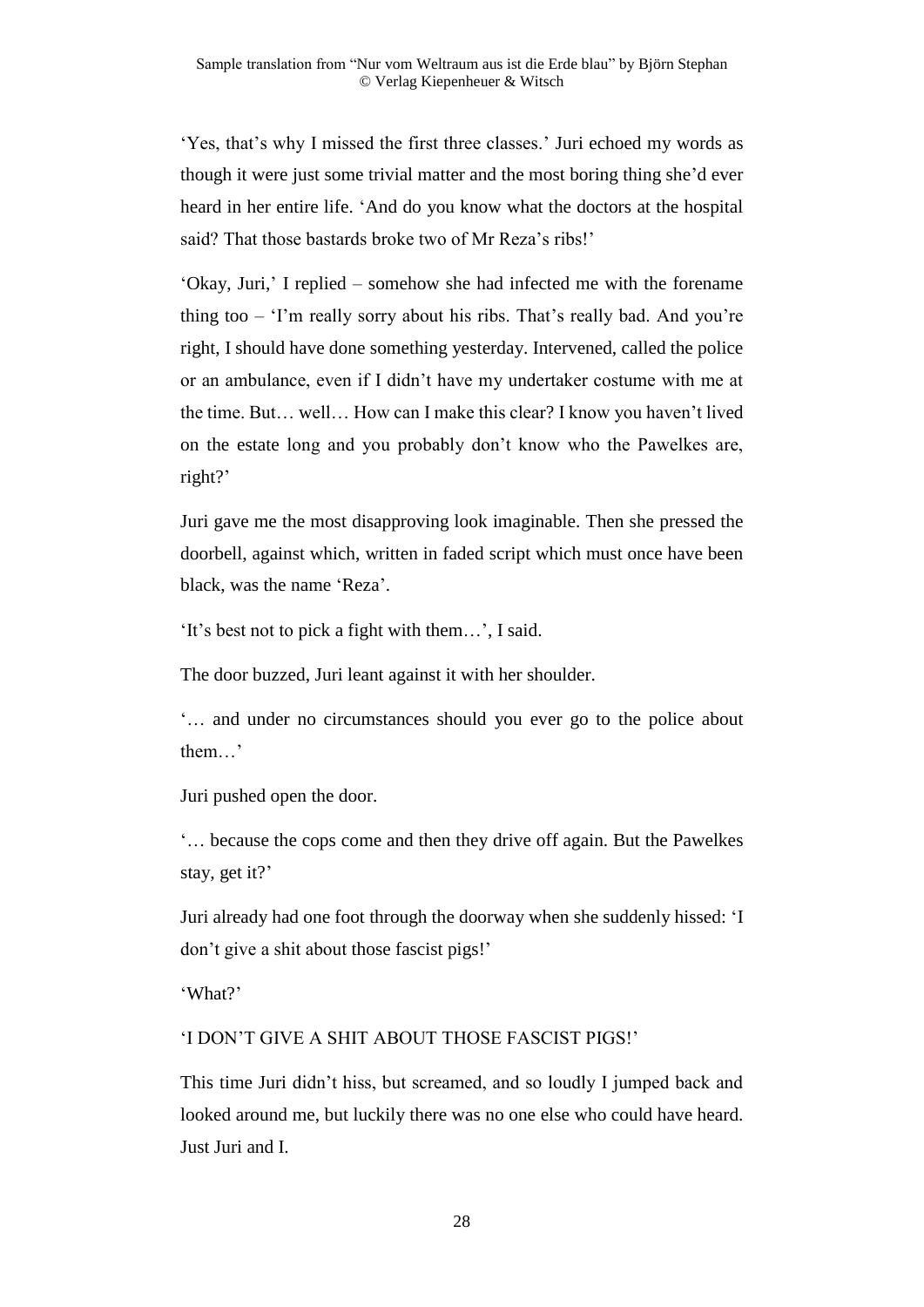'Yes, that's why I missed the first three classes.' Juri echoed my words as though it were just some trivial matter and the most boring thing she'd ever heard in her entire life. 'And do you know what the doctors at the hospital said? That those bastards broke two of Mr Reza's ribs!'

'Okay, Juri,' I replied – somehow she had infected me with the forename thing too – 'I'm really sorry about his ribs. That's really bad. And you're right, I should have done something yesterday. Intervened, called the police or an ambulance, even if I didn't have my undertaker costume with me at the time. But… well… How can I make this clear? I know you haven't lived on the estate long and you probably don't know who the Pawelkes are, right?'

Juri gave me the most disapproving look imaginable. Then she pressed the doorbell, against which, written in faded script which must once have been black, was the name 'Reza'.

'It's best not to pick a fight with them…', I said.

The door buzzed, Juri leant against it with her shoulder.

'… and under no circumstances should you ever go to the police about them…'

Juri pushed open the door.

'… because the cops come and then they drive off again. But the Pawelkes stay, get it?'

Juri already had one foot through the doorway when she suddenly hissed: 'I don't give a shit about those fascist pigs!'

'What?'

'I DON'T GIVE A SHIT ABOUT THOSE FASCIST PIGS!'

This time Juri didn't hiss, but screamed, and so loudly I jumped back and looked around me, but luckily there was no one else who could have heard. Just Juri and I.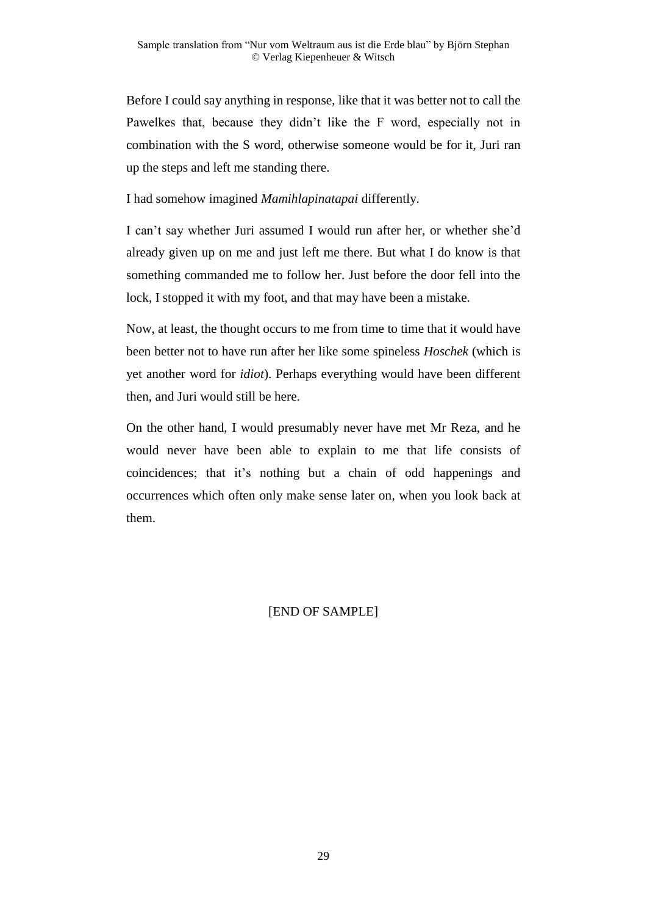Before I could say anything in response, like that it was better not to call the Pawelkes that, because they didn't like the F word, especially not in combination with the S word, otherwise someone would be for it, Juri ran up the steps and left me standing there.

I had somehow imagined *Mamihlapinatapai* differently.

I can't say whether Juri assumed I would run after her, or whether she'd already given up on me and just left me there. But what I do know is that something commanded me to follow her. Just before the door fell into the lock, I stopped it with my foot, and that may have been a mistake.

Now, at least, the thought occurs to me from time to time that it would have been better not to have run after her like some spineless *Hoschek* (which is yet another word for *idiot*). Perhaps everything would have been different then, and Juri would still be here.

On the other hand, I would presumably never have met Mr Reza, and he would never have been able to explain to me that life consists of coincidences; that it's nothing but a chain of odd happenings and occurrences which often only make sense later on, when you look back at them.

[END OF SAMPLE]